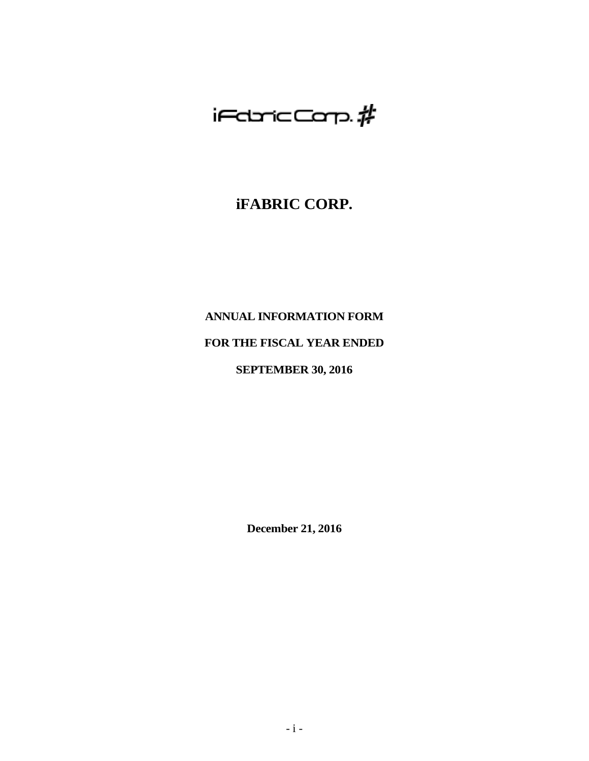iFabric Corp.

# iFABRIC CORP.

**ANNUAL INFORMATION FORM**

**FOR THE FISCAL YEAR ENDED**

**SEPTEMBER 30, 2016**

**December 21, 2016**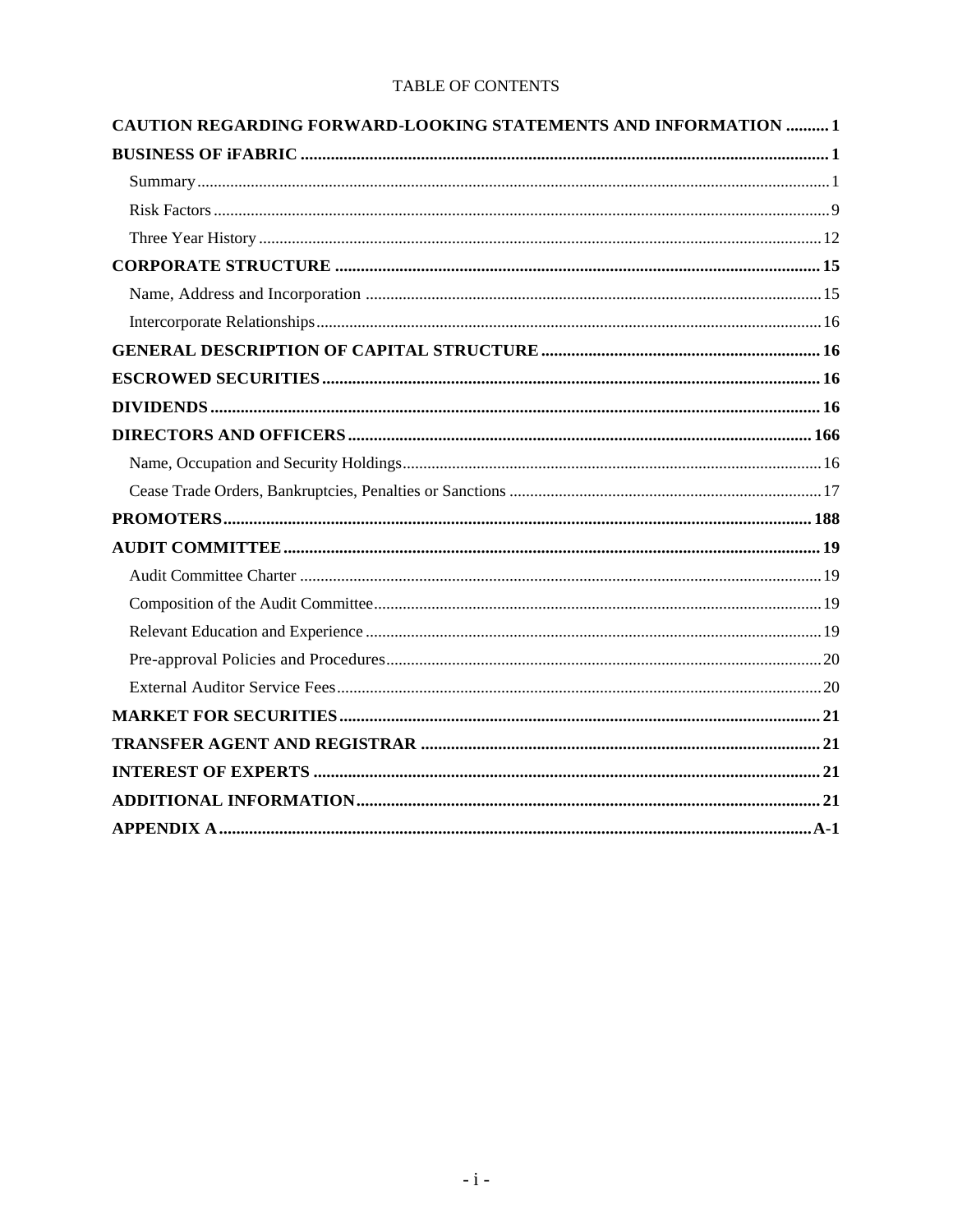TABLE OF CONTENTS

| | |
|---|---|
| **CAUTION REGARDING FORWARD-LOOKING STATEMENTS AND INFORMATION** | **1** |
| **BUSINESS OF iFABRIC** | **1** |
| Summary | 1 |
| Risk Factors | 9 |
| Three Year History | 12 |
| **CORPORATE STRUCTURE** | **15** |
| Name, Address and Incorporation | 15 |
| Intercorporate Relationships | 16 |
| **GENERAL DESCRIPTION OF CAPITAL STRUCTURE** | **16** |
| **ESCROWED SECURITIES** | **16** |
| **DIVIDENDS** | **16** |
| **DIRECTORS AND OFFICERS** | **166** |
| Name, Occupation and Security Holdings | 16 |
| Cease Trade Orders, Bankruptcies, Penalties or Sanctions | 17 |
| **PROMOTERS** | **188** |
| **AUDIT COMMITTEE** | **19** |
| Audit Committee Charter | 19 |
| Composition of the Audit Committee | 19 |
| Relevant Education and Experience | 19 |
| Pre-approval Policies and Procedures | 20 |
| External Auditor Service Fees | 20 |
| **MARKET FOR SECURITIES** | **21** |
| **TRANSFER AGENT AND REGISTRAR** | **21** |
| **INTEREST OF EXPERTS** | **21** |
| **ADDITIONAL INFORMATION** | **21** |
| **APPENDIX A** | **A-1** |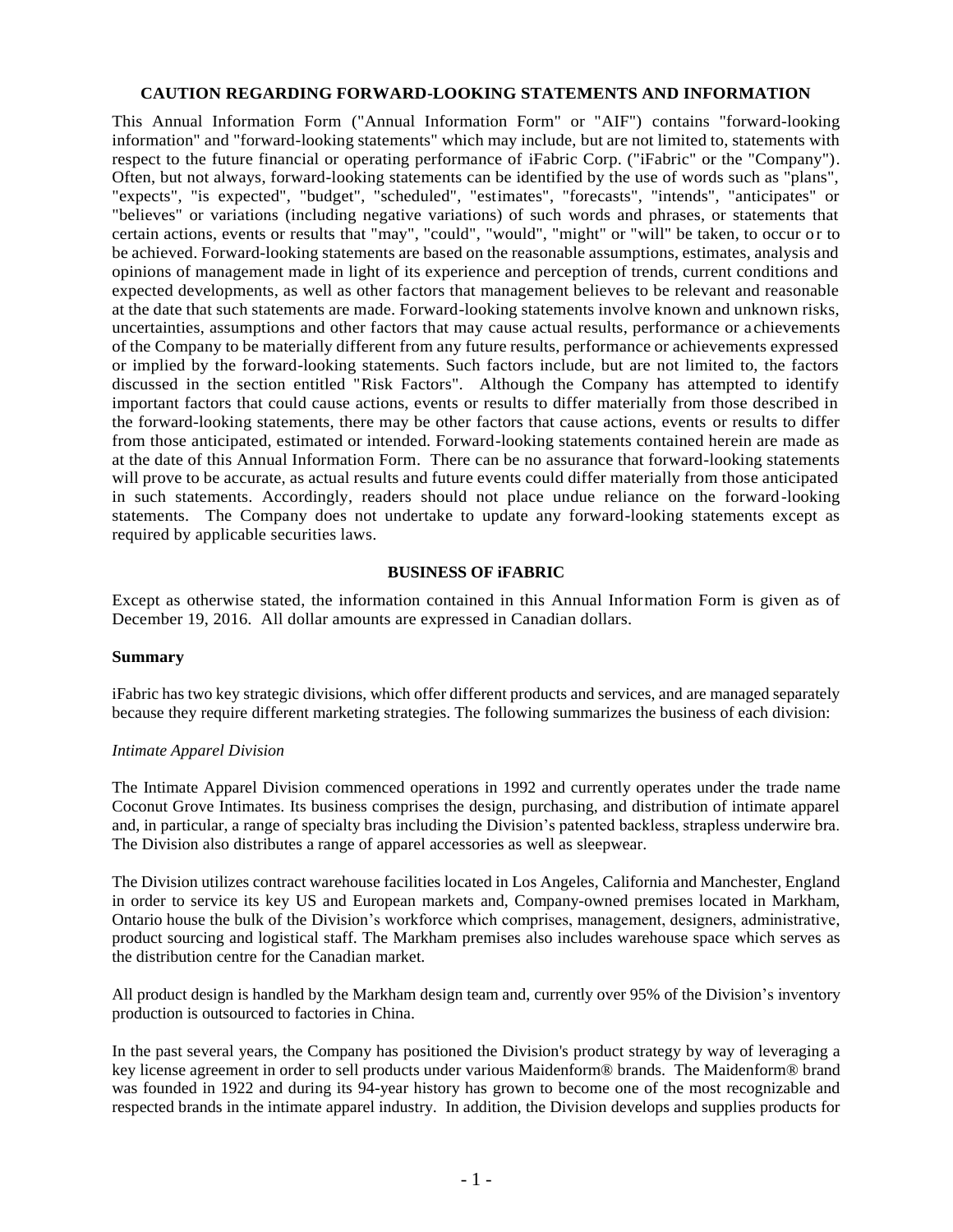**CAUTION REGARDING FORWARD-LOOKING STATEMENTS AND INFORMATION**

This Annual Information Form ("Annual Information Form" or "AIF") contains "forward-looking information" and "forward-looking statements" which may include, but are not limited to, statements with respect to the future financial or operating performance of iFabric Corp. ("iFabric" or the "Company"). Often, but not always, forward-looking statements can be identified by the use of words such as "plans", "expects", "is expected", "budget", "scheduled", "estimates", "forecasts", "intends", "anticipates" or "believes" or variations (including negative variations) of such words and phrases, or statements that certain actions, events or results that "may", "could", "would", "might" or "will" be taken, to occur or to be achieved. Forward-looking statements are based on the reasonable assumptions, estimates, analysis and opinions of management made in light of its experience and perception of trends, current conditions and expected developments, as well as other factors that management believes to be relevant and reasonable at the date that such statements are made. Forward-looking statements involve known and unknown risks, uncertainties, assumptions and other factors that may cause actual results, performance or achievements of the Company to be materially different from any future results, performance or achievements expressed or implied by the forward-looking statements. Such factors include, but are not limited to, the factors discussed in the section entitled "Risk Factors". Although the Company has attempted to identify important factors that could cause actions, events or results to differ materially from those described in the forward-looking statements, there may be other factors that cause actions, events or results to differ from those anticipated, estimated or intended. Forward-looking statements contained herein are made as at the date of this Annual Information Form. There can be no assurance that forward-looking statements will prove to be accurate, as actual results and future events could differ materially from those anticipated in such statements. Accordingly, readers should not place undue reliance on the forward-looking statements. The Company does not undertake to update any forward-looking statements except as required by applicable securities laws.

**BUSINESS OF iFABRIC**

Except as otherwise stated, the information contained in this Annual Information Form is given as of December 19, 2016. All dollar amounts are expressed in Canadian dollars.

**Summary**

iFabric has two key strategic divisions, which offer different products and services, and are managed separately because they require different marketing strategies. The following summarizes the business of each division:

*Intimate Apparel Division*

The Intimate Apparel Division commenced operations in 1992 and currently operates under the trade name Coconut Grove Intimates. Its business comprises the design, purchasing, and distribution of intimate apparel and, in particular, a range of specialty bras including the Division's patented backless, strapless underwire bra. The Division also distributes a range of apparel accessories as well as sleepwear.

The Division utilizes contract warehouse facilities located in Los Angeles, California and Manchester, England in order to service its key US and European markets and, Company-owned premises located in Markham, Ontario house the bulk of the Division's workforce which comprises, management, designers, administrative, product sourcing and logistical staff. The Markham premises also includes warehouse space which serves as the distribution centre for the Canadian market.

All product design is handled by the Markham design team and, currently over 95% of the Division's inventory production is outsourced to factories in China.

In the past several years, the Company has positioned the Division's product strategy by way of leveraging a key license agreement in order to sell products under various Maidenform® brands. The Maidenform® brand was founded in 1922 and during its 94-year history has grown to become one of the most recognizable and respected brands in the intimate apparel industry. In addition, the Division develops and supplies products for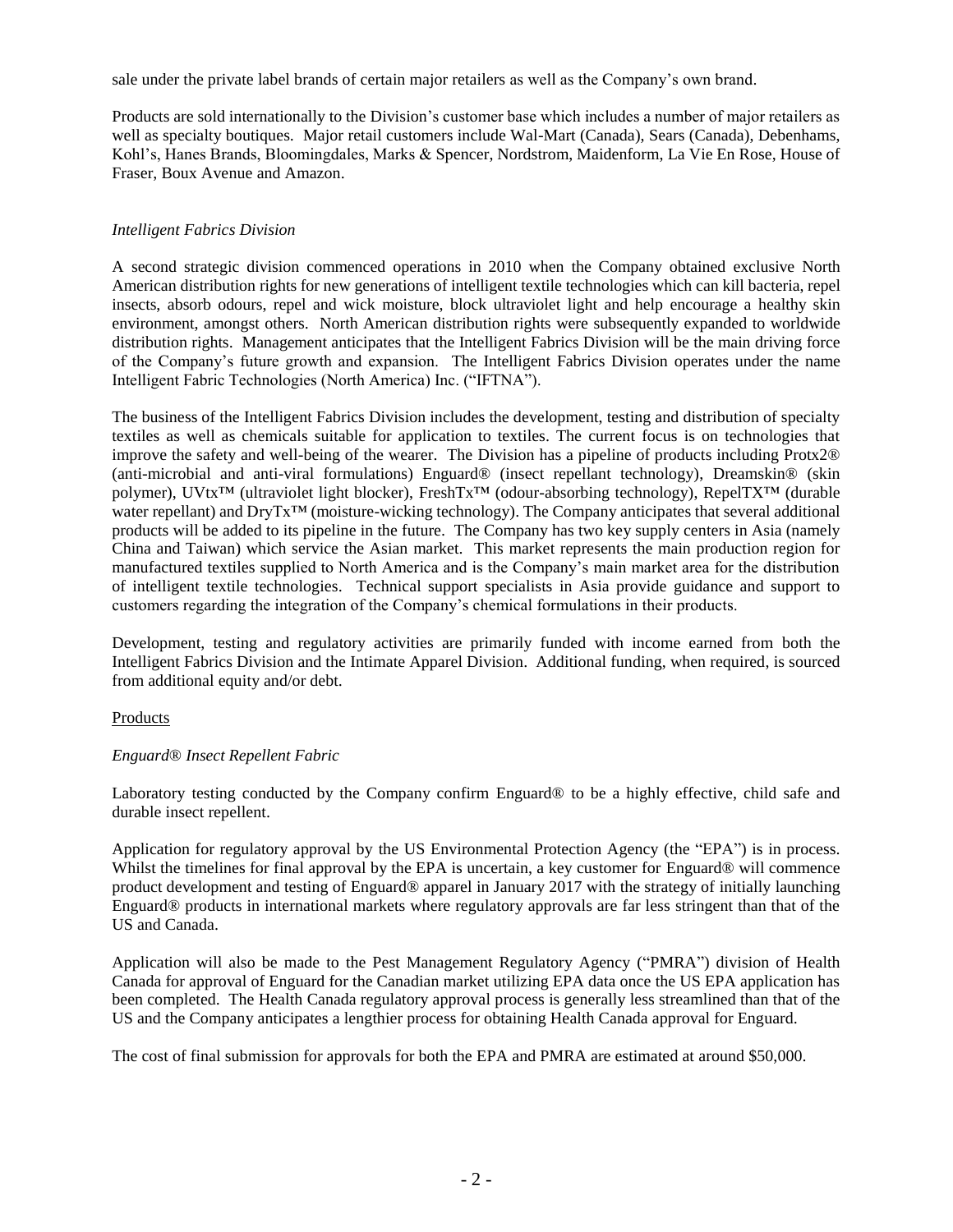sale under the private label brands of certain major retailers as well as the Company's own brand.

Products are sold internationally to the Division's customer base which includes a number of major retailers as well as specialty boutiques. Major retail customers include Wal-Mart (Canada), Sears (Canada), Debenhams, Kohl's, Hanes Brands, Bloomingdales, Marks & Spencer, Nordstrom, Maidenform, La Vie En Rose, House of Fraser, Boux Avenue and Amazon.

*Intelligent Fabrics Division*

A second strategic division commenced operations in 2010 when the Company obtained exclusive North American distribution rights for new generations of intelligent textile technologies which can kill bacteria, repel insects, absorb odours, repel and wick moisture, block ultraviolet light and help encourage a healthy skin environment, amongst others. North American distribution rights were subsequently expanded to worldwide distribution rights. Management anticipates that the Intelligent Fabrics Division will be the main driving force of the Company's future growth and expansion. The Intelligent Fabrics Division operates under the name Intelligent Fabric Technologies (North America) Inc. ("IFTNA").

The business of the Intelligent Fabrics Division includes the development, testing and distribution of specialty textiles as well as chemicals suitable for application to textiles. The current focus is on technologies that improve the safety and well-being of the wearer. The Division has a pipeline of products including Protx2® (anti-microbial and anti-viral formulations) Enguard® (insect repellant technology), Dreamskin® (skin polymer), UVtx™ (ultraviolet light blocker), FreshTx™ (odour-absorbing technology), RepelTX™ (durable water repellant) and DryTx™ (moisture-wicking technology). The Company anticipates that several additional products will be added to its pipeline in the future. The Company has two key supply centers in Asia (namely China and Taiwan) which service the Asian market. This market represents the main production region for manufactured textiles supplied to North America and is the Company's main market area for the distribution of intelligent textile technologies. Technical support specialists in Asia provide guidance and support to customers regarding the integration of the Company's chemical formulations in their products.

Development, testing and regulatory activities are primarily funded with income earned from both the Intelligent Fabrics Division and the Intimate Apparel Division. Additional funding, when required, is sourced from additional equity and/or debt.

Products

*Enguard® Insect Repellent Fabric*

Laboratory testing conducted by the Company confirm Enguard® to be a highly effective, child safe and durable insect repellent.

Application for regulatory approval by the US Environmental Protection Agency (the "EPA") is in process. Whilst the timelines for final approval by the EPA is uncertain, a key customer for Enguard® will commence product development and testing of Enguard® apparel in January 2017 with the strategy of initially launching Enguard® products in international markets where regulatory approvals are far less stringent than that of the US and Canada.

Application will also be made to the Pest Management Regulatory Agency ("PMRA") division of Health Canada for approval of Enguard for the Canadian market utilizing EPA data once the US EPA application has been completed. The Health Canada regulatory approval process is generally less streamlined than that of the US and the Company anticipates a lengthier process for obtaining Health Canada approval for Enguard.

The cost of final submission for approvals for both the EPA and PMRA are estimated at around $50,000.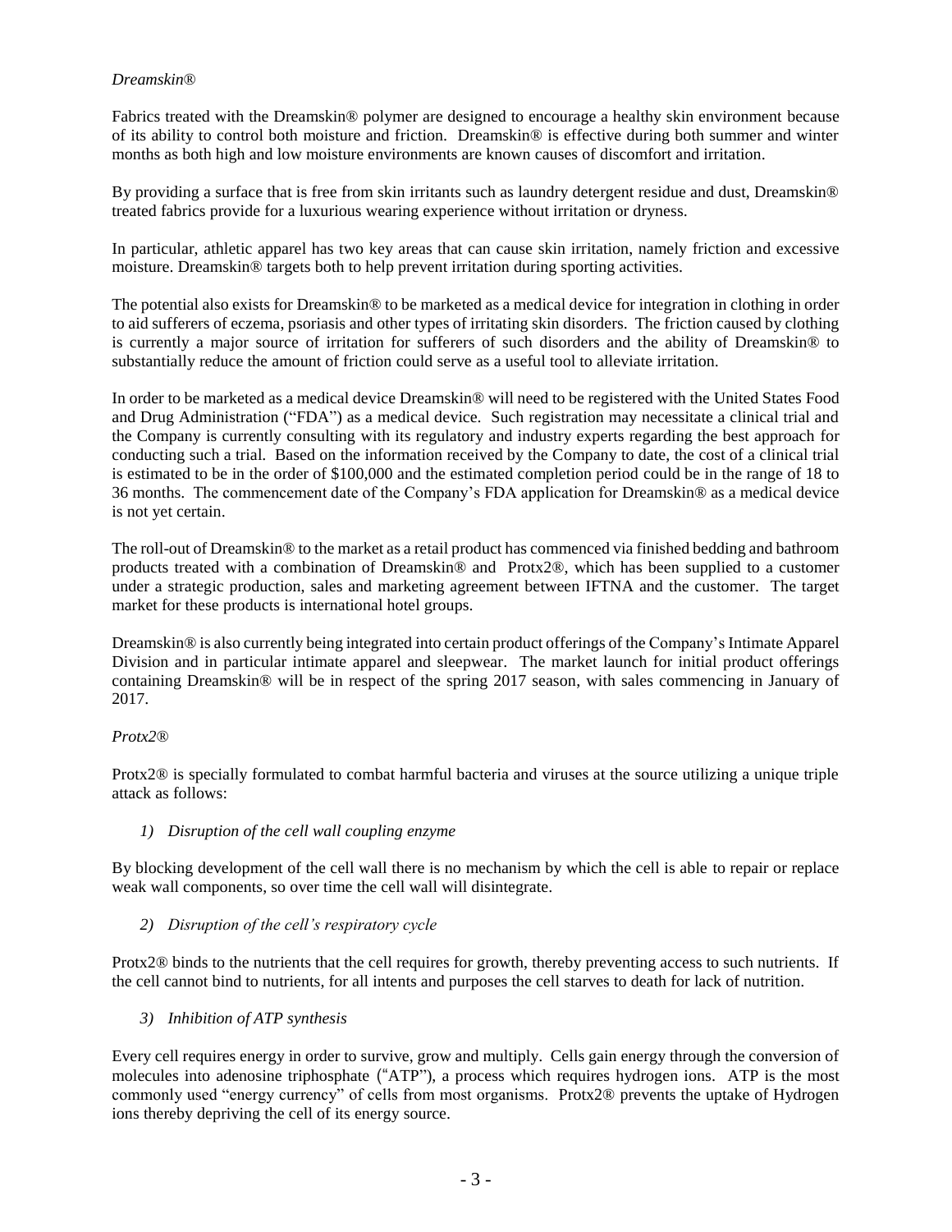*Dreamskin®*

Fabrics treated with the Dreamskin® polymer are designed to encourage a healthy skin environment because of its ability to control both moisture and friction. Dreamskin® is effective during both summer and winter months as both high and low moisture environments are known causes of discomfort and irritation.

By providing a surface that is free from skin irritants such as laundry detergent residue and dust, Dreamskin® treated fabrics provide for a luxurious wearing experience without irritation or dryness.

In particular, athletic apparel has two key areas that can cause skin irritation, namely friction and excessive moisture. Dreamskin® targets both to help prevent irritation during sporting activities.

The potential also exists for Dreamskin® to be marketed as a medical device for integration in clothing in order to aid sufferers of eczema, psoriasis and other types of irritating skin disorders. The friction caused by clothing is currently a major source of irritation for sufferers of such disorders and the ability of Dreamskin® to substantially reduce the amount of friction could serve as a useful tool to alleviate irritation.

In order to be marketed as a medical device Dreamskin® will need to be registered with the United States Food and Drug Administration ("FDA") as a medical device. Such registration may necessitate a clinical trial and the Company is currently consulting with its regulatory and industry experts regarding the best approach for conducting such a trial. Based on the information received by the Company to date, the cost of a clinical trial is estimated to be in the order of $100,000 and the estimated completion period could be in the range of 18 to 36 months. The commencement date of the Company's FDA application for Dreamskin® as a medical device is not yet certain.

The roll-out of Dreamskin® to the market as a retail product has commenced via finished bedding and bathroom products treated with a combination of Dreamskin® and Protx2®, which has been supplied to a customer under a strategic production, sales and marketing agreement between IFTNA and the customer. The target market for these products is international hotel groups.

Dreamskin® is also currently being integrated into certain product offerings of the Company's Intimate Apparel Division and in particular intimate apparel and sleepwear. The market launch for initial product offerings containing Dreamskin® will be in respect of the spring 2017 season, with sales commencing in January of 2017.

*Protx2®*

Protx2® is specially formulated to combat harmful bacteria and viruses at the source utilizing a unique triple attack as follows:

*1) Disruption of the cell wall coupling enzyme*

By blocking development of the cell wall there is no mechanism by which the cell is able to repair or replace weak wall components, so over time the cell wall will disintegrate.

*2) Disruption of the cell's respiratory cycle*

Protx2® binds to the nutrients that the cell requires for growth, thereby preventing access to such nutrients. If the cell cannot bind to nutrients, for all intents and purposes the cell starves to death for lack of nutrition.

*3) Inhibition of ATP synthesis*

Every cell requires energy in order to survive, grow and multiply. Cells gain energy through the conversion of molecules into adenosine triphosphate ("ATP"), a process which requires hydrogen ions. ATP is the most commonly used "energy currency" of cells from most organisms. Protx2® prevents the uptake of Hydrogen ions thereby depriving the cell of its energy source.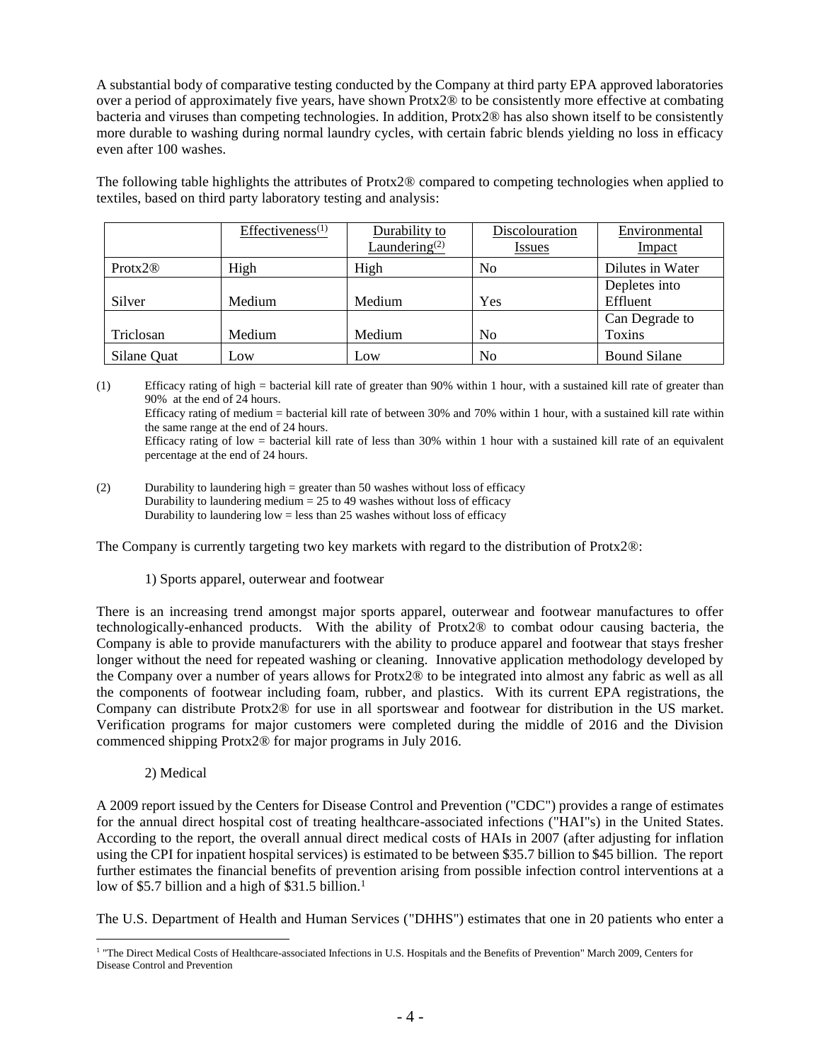A substantial body of comparative testing conducted by the Company at third party EPA approved laboratories over a period of approximately five years, have shown Protx2® to be consistently more effective at combating bacteria and viruses than competing technologies. In addition, Protx2® has also shown itself to be consistently more durable to washing during normal laundry cycles, with certain fabric blends yielding no loss in efficacy even after 100 washes.

The following table highlights the attributes of Protx2® compared to competing technologies when applied to textiles, based on third party laboratory testing and analysis:

| | Effectiveness[(1)] | Durability to Laundering[(2)] | Discolouration Issues | Environmental Impact |
|---|---|---|---|---|
| Protx2® | High | High | No | Dilutes in Water |
| Silver | Medium | Medium | Yes | Depletes into Effluent |
| Triclosan | Medium | Medium | No | Can Degrade to Toxins |
| Silane Quat | Low | Low | No | Bound Silane |

(1) Efficacy rating of high = bacterial kill rate of greater than 90% within 1 hour, with a sustained kill rate of greater than 90% at the end of 24 hours.
Efficacy rating of medium = bacterial kill rate of between 30% and 70% within 1 hour, with a sustained kill rate within the same range at the end of 24 hours.
Efficacy rating of low = bacterial kill rate of less than 30% within 1 hour with a sustained kill rate of an equivalent percentage at the end of 24 hours.

(2) Durability to laundering high = greater than 50 washes without loss of efficacy
Durability to laundering medium = 25 to 49 washes without loss of efficacy
Durability to laundering low = less than 25 washes without loss of efficacy

The Company is currently targeting two key markets with regard to the distribution of Protx2®:

1) Sports apparel, outerwear and footwear

There is an increasing trend amongst major sports apparel, outerwear and footwear manufactures to offer technologically-enhanced products. With the ability of Protx2® to combat odour causing bacteria, the Company is able to provide manufacturers with the ability to produce apparel and footwear that stays fresher longer without the need for repeated washing or cleaning. Innovative application methodology developed by the Company over a number of years allows for Protx2® to be integrated into almost any fabric as well as all the components of footwear including foam, rubber, and plastics. With its current EPA registrations, the Company can distribute Protx2® for use in all sportswear and footwear for distribution in the US market. Verification programs for major customers were completed during the middle of 2016 and the Division commenced shipping Protx2® for major programs in July 2016.

2) Medical

A 2009 report issued by the Centers for Disease Control and Prevention ("CDC") provides a range of estimates for the annual direct hospital cost of treating healthcare-associated infections ("HAI"s) in the United States. According to the report, the overall annual direct medical costs of HAIs in 2007 (after adjusting for inflation using the CPI for inpatient hospital services) is estimated to be between $35.7 billion to $45 billion. The report further estimates the financial benefits of prevention arising from possible infection control interventions at a low of $5.7 billion and a high of $31.5 billion.[1]

The U.S. Department of Health and Human Services ("DHHS") estimates that one in 20 patients who enter a

[1] "The Direct Medical Costs of Healthcare-associated Infections in U.S. Hospitals and the Benefits of Prevention" March 2009, Centers for Disease Control and Prevention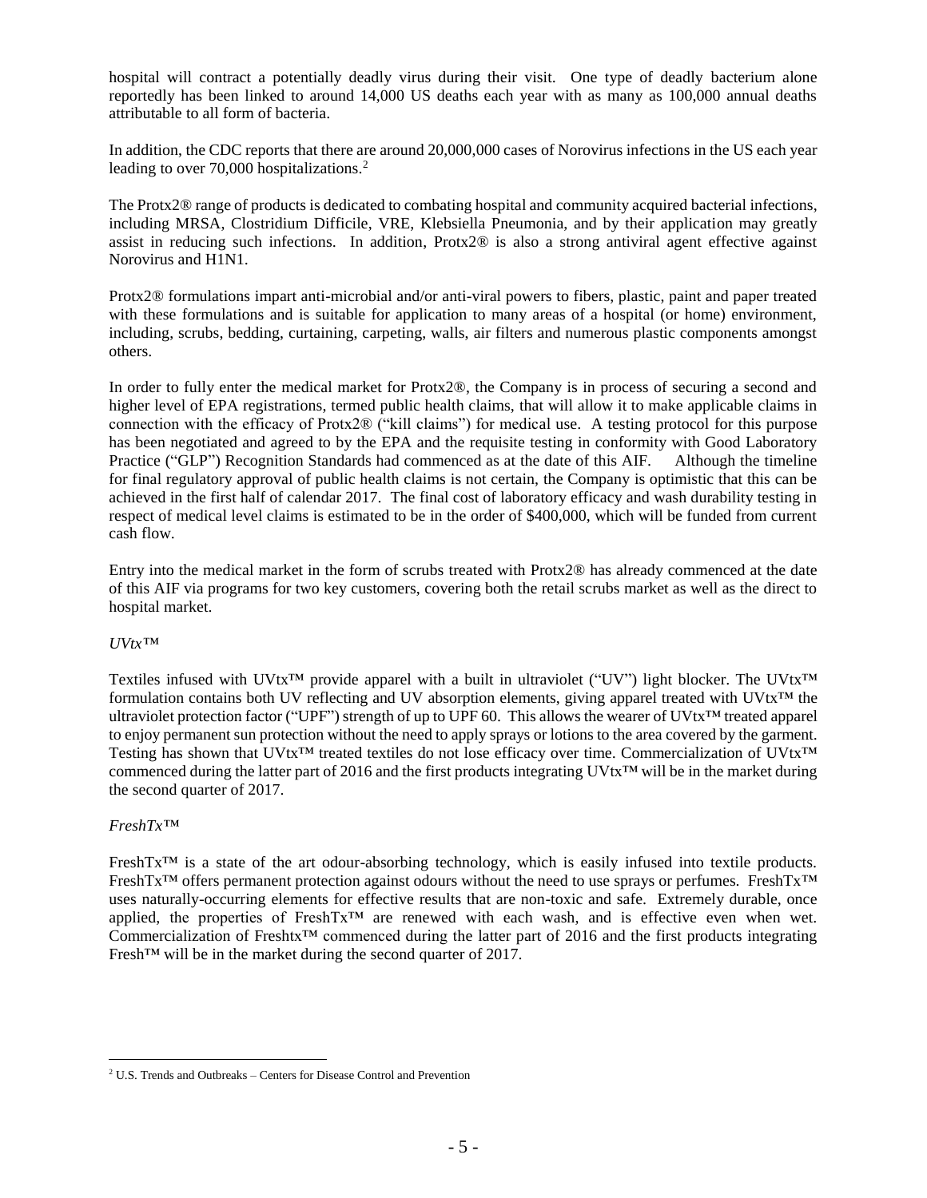hospital will contract a potentially deadly virus during their visit. One type of deadly bacterium alone reportedly has been linked to around 14,000 US deaths each year with as many as 100,000 annual deaths attributable to all form of bacteria.

In addition, the CDC reports that there are around 20,000,000 cases of Norovirus infections in the US each year leading to over 70,000 hospitalizations.[2]

The Protx2® range of products is dedicated to combating hospital and community acquired bacterial infections, including MRSA, Clostridium Difficile, VRE, Klebsiella Pneumonia, and by their application may greatly assist in reducing such infections. In addition, Protx2® is also a strong antiviral agent effective against Norovirus and H1N1.

Protx2® formulations impart anti-microbial and/or anti-viral powers to fibers, plastic, paint and paper treated with these formulations and is suitable for application to many areas of a hospital (or home) environment, including, scrubs, bedding, curtaining, carpeting, walls, air filters and numerous plastic components amongst others.

In order to fully enter the medical market for Protx2®, the Company is in process of securing a second and higher level of EPA registrations, termed public health claims, that will allow it to make applicable claims in connection with the efficacy of Protx2® ("kill claims") for medical use. A testing protocol for this purpose has been negotiated and agreed to by the EPA and the requisite testing in conformity with Good Laboratory Practice ("GLP") Recognition Standards had commenced as at the date of this AIF. Although the timeline for final regulatory approval of public health claims is not certain, the Company is optimistic that this can be achieved in the first half of calendar 2017. The final cost of laboratory efficacy and wash durability testing in respect of medical level claims is estimated to be in the order of $400,000, which will be funded from current cash flow.

Entry into the medical market in the form of scrubs treated with Protx2® has already commenced at the date of this AIF via programs for two key customers, covering both the retail scrubs market as well as the direct to hospital market.

*UVtx™*

Textiles infused with UVtx™ provide apparel with a built in ultraviolet ("UV") light blocker. The UVtx™ formulation contains both UV reflecting and UV absorption elements, giving apparel treated with UVtx™ the ultraviolet protection factor ("UPF") strength of up to UPF 60. This allows the wearer of UVtx™ treated apparel to enjoy permanent sun protection without the need to apply sprays or lotions to the area covered by the garment. Testing has shown that UVtx™ treated textiles do not lose efficacy over time. Commercialization of UVtx™ commenced during the latter part of 2016 and the first products integrating UVtx™ will be in the market during the second quarter of 2017.

*FreshTx™*

FreshTx™ is a state of the art odour-absorbing technology, which is easily infused into textile products. FreshTx™ offers permanent protection against odours without the need to use sprays or perfumes. FreshTx™ uses naturally-occurring elements for effective results that are non-toxic and safe. Extremely durable, once applied, the properties of FreshTx™ are renewed with each wash, and is effective even when wet. Commercialization of Freshtx™ commenced during the latter part of 2016 and the first products integrating Fresh™ will be in the market during the second quarter of 2017.

---

[2] U.S. Trends and Outbreaks – Centers for Disease Control and Prevention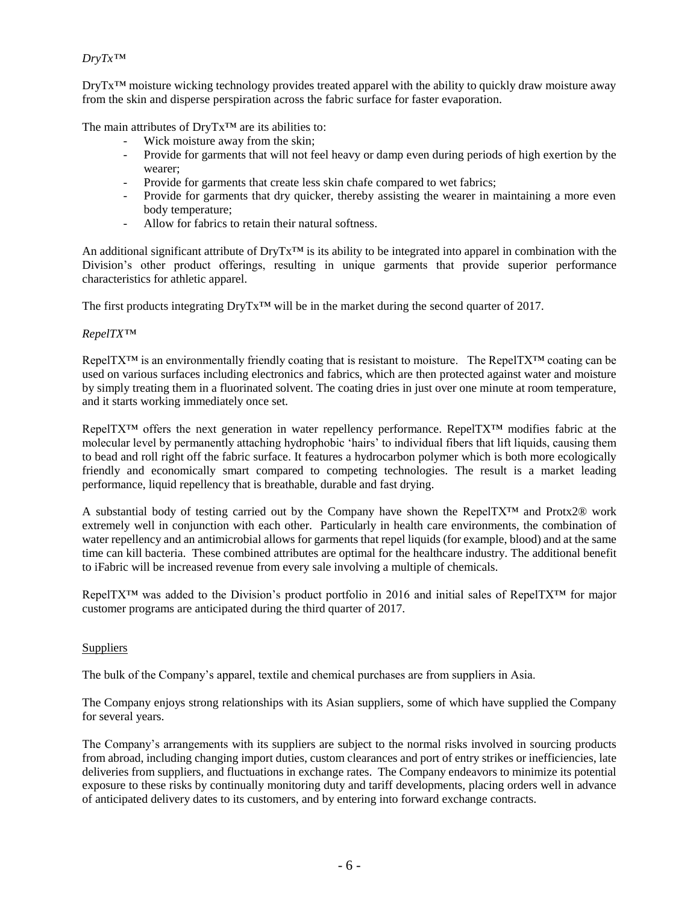*DryTx™*

DryTx™ moisture wicking technology provides treated apparel with the ability to quickly draw moisture away from the skin and disperse perspiration across the fabric surface for faster evaporation.

The main attributes of DryTx™ are its abilities to:

- Wick moisture away from the skin;
- Provide for garments that will not feel heavy or damp even during periods of high exertion by the wearer;
- Provide for garments that create less skin chafe compared to wet fabrics;
- Provide for garments that dry quicker, thereby assisting the wearer in maintaining a more even body temperature;
- Allow for fabrics to retain their natural softness.

An additional significant attribute of DryTx™ is its ability to be integrated into apparel in combination with the Division's other product offerings, resulting in unique garments that provide superior performance characteristics for athletic apparel.

The first products integrating DryTx™ will be in the market during the second quarter of 2017.

*RepelTX™*

RepelTX™ is an environmentally friendly coating that is resistant to moisture. The RepelTX™ coating can be used on various surfaces including electronics and fabrics, which are then protected against water and moisture by simply treating them in a fluorinated solvent. The coating dries in just over one minute at room temperature, and it starts working immediately once set.

RepelTX™ offers the next generation in water repellency performance. RepelTX™ modifies fabric at the molecular level by permanently attaching hydrophobic 'hairs' to individual fibers that lift liquids, causing them to bead and roll right off the fabric surface. It features a hydrocarbon polymer which is both more ecologically friendly and economically smart compared to competing technologies. The result is a market leading performance, liquid repellency that is breathable, durable and fast drying.

A substantial body of testing carried out by the Company have shown the RepelTX™ and Protx2® work extremely well in conjunction with each other. Particularly in health care environments, the combination of water repellency and an antimicrobial allows for garments that repel liquids (for example, blood) and at the same time can kill bacteria. These combined attributes are optimal for the healthcare industry. The additional benefit to iFabric will be increased revenue from every sale involving a multiple of chemicals.

RepelTX™ was added to the Division's product portfolio in 2016 and initial sales of RepelTX™ for major customer programs are anticipated during the third quarter of 2017.

Suppliers

The bulk of the Company's apparel, textile and chemical purchases are from suppliers in Asia.

The Company enjoys strong relationships with its Asian suppliers, some of which have supplied the Company for several years.

The Company's arrangements with its suppliers are subject to the normal risks involved in sourcing products from abroad, including changing import duties, custom clearances and port of entry strikes or inefficiencies, late deliveries from suppliers, and fluctuations in exchange rates. The Company endeavors to minimize its potential exposure to these risks by continually monitoring duty and tariff developments, placing orders well in advance of anticipated delivery dates to its customers, and by entering into forward exchange contracts.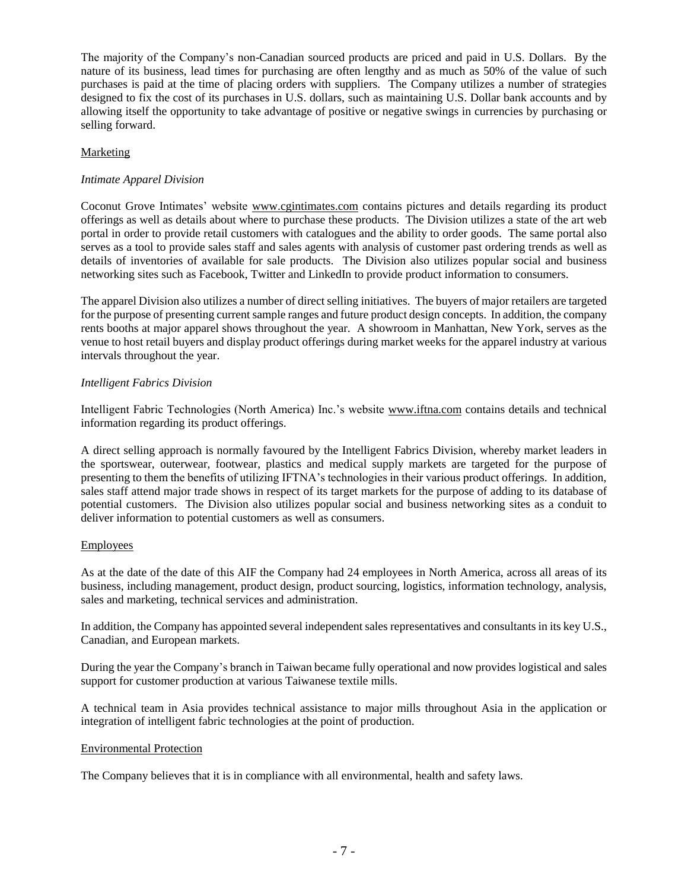The majority of the Company's non-Canadian sourced products are priced and paid in U.S. Dollars. By the nature of its business, lead times for purchasing are often lengthy and as much as 50% of the value of such purchases is paid at the time of placing orders with suppliers. The Company utilizes a number of strategies designed to fix the cost of its purchases in U.S. dollars, such as maintaining U.S. Dollar bank accounts and by allowing itself the opportunity to take advantage of positive or negative swings in currencies by purchasing or selling forward.

## Marketing

*Intimate Apparel Division*

Coconut Grove Intimates' website www.cgintimates.com contains pictures and details regarding its product offerings as well as details about where to purchase these products. The Division utilizes a state of the art web portal in order to provide retail customers with catalogues and the ability to order goods. The same portal also serves as a tool to provide sales staff and sales agents with analysis of customer past ordering trends as well as details of inventories of available for sale products. The Division also utilizes popular social and business networking sites such as Facebook, Twitter and LinkedIn to provide product information to consumers.

The apparel Division also utilizes a number of direct selling initiatives. The buyers of major retailers are targeted for the purpose of presenting current sample ranges and future product design concepts. In addition, the company rents booths at major apparel shows throughout the year. A showroom in Manhattan, New York, serves as the venue to host retail buyers and display product offerings during market weeks for the apparel industry at various intervals throughout the year.

*Intelligent Fabrics Division*

Intelligent Fabric Technologies (North America) Inc.'s website www.iftna.com contains details and technical information regarding its product offerings.

A direct selling approach is normally favoured by the Intelligent Fabrics Division, whereby market leaders in the sportswear, outerwear, footwear, plastics and medical supply markets are targeted for the purpose of presenting to them the benefits of utilizing IFTNA's technologies in their various product offerings. In addition, sales staff attend major trade shows in respect of its target markets for the purpose of adding to its database of potential customers. The Division also utilizes popular social and business networking sites as a conduit to deliver information to potential customers as well as consumers.

## Employees

As at the date of the date of this AIF the Company had 24 employees in North America, across all areas of its business, including management, product design, product sourcing, logistics, information technology, analysis, sales and marketing, technical services and administration.

In addition, the Company has appointed several independent sales representatives and consultants in its key U.S., Canadian, and European markets.

During the year the Company's branch in Taiwan became fully operational and now provides logistical and sales support for customer production at various Taiwanese textile mills.

A technical team in Asia provides technical assistance to major mills throughout Asia in the application or integration of intelligent fabric technologies at the point of production.

## Environmental Protection

The Company believes that it is in compliance with all environmental, health and safety laws.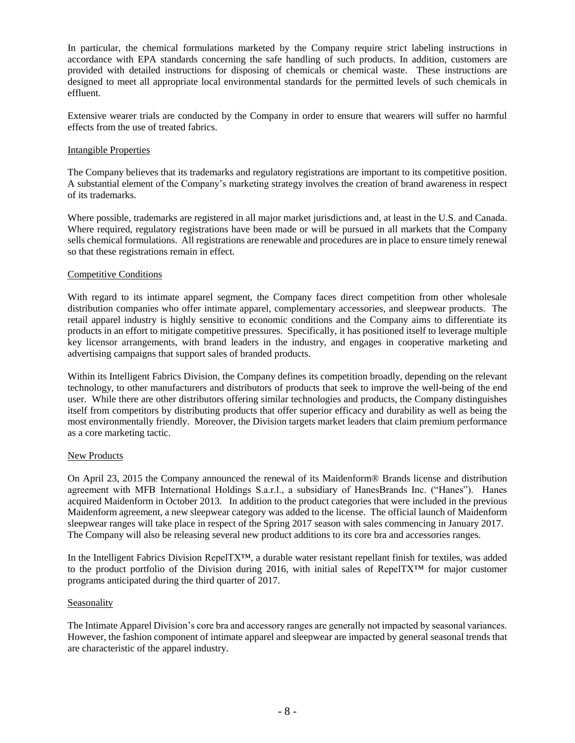In particular, the chemical formulations marketed by the Company require strict labeling instructions in accordance with EPA standards concerning the safe handling of such products. In addition, customers are provided with detailed instructions for disposing of chemicals or chemical waste. These instructions are designed to meet all appropriate local environmental standards for the permitted levels of such chemicals in effluent.

Extensive wearer trials are conducted by the Company in order to ensure that wearers will suffer no harmful effects from the use of treated fabrics.

### Intangible Properties

The Company believes that its trademarks and regulatory registrations are important to its competitive position. A substantial element of the Company's marketing strategy involves the creation of brand awareness in respect of its trademarks.

Where possible, trademarks are registered in all major market jurisdictions and, at least in the U.S. and Canada. Where required, regulatory registrations have been made or will be pursued in all markets that the Company sells chemical formulations. All registrations are renewable and procedures are in place to ensure timely renewal so that these registrations remain in effect.

### Competitive Conditions

With regard to its intimate apparel segment, the Company faces direct competition from other wholesale distribution companies who offer intimate apparel, complementary accessories, and sleepwear products. The retail apparel industry is highly sensitive to economic conditions and the Company aims to differentiate its products in an effort to mitigate competitive pressures. Specifically, it has positioned itself to leverage multiple key licensor arrangements, with brand leaders in the industry, and engages in cooperative marketing and advertising campaigns that support sales of branded products.

Within its Intelligent Fabrics Division, the Company defines its competition broadly, depending on the relevant technology, to other manufacturers and distributors of products that seek to improve the well-being of the end user. While there are other distributors offering similar technologies and products, the Company distinguishes itself from competitors by distributing products that offer superior efficacy and durability as well as being the most environmentally friendly. Moreover, the Division targets market leaders that claim premium performance as a core marketing tactic.

### New Products

On April 23, 2015 the Company announced the renewal of its Maidenform® Brands license and distribution agreement with MFB International Holdings S.a.r.l., a subsidiary of HanesBrands Inc. ("Hanes"). Hanes acquired Maidenform in October 2013. In addition to the product categories that were included in the previous Maidenform agreement, a new sleepwear category was added to the license. The official launch of Maidenform sleepwear ranges will take place in respect of the Spring 2017 season with sales commencing in January 2017. The Company will also be releasing several new product additions to its core bra and accessories ranges.

In the Intelligent Fabrics Division RepelTX™, a durable water resistant repellant finish for textiles, was added to the product portfolio of the Division during 2016, with initial sales of RepelTX™ for major customer programs anticipated during the third quarter of 2017.

### Seasonality

The Intimate Apparel Division's core bra and accessory ranges are generally not impacted by seasonal variances. However, the fashion component of intimate apparel and sleepwear are impacted by general seasonal trends that are characteristic of the apparel industry.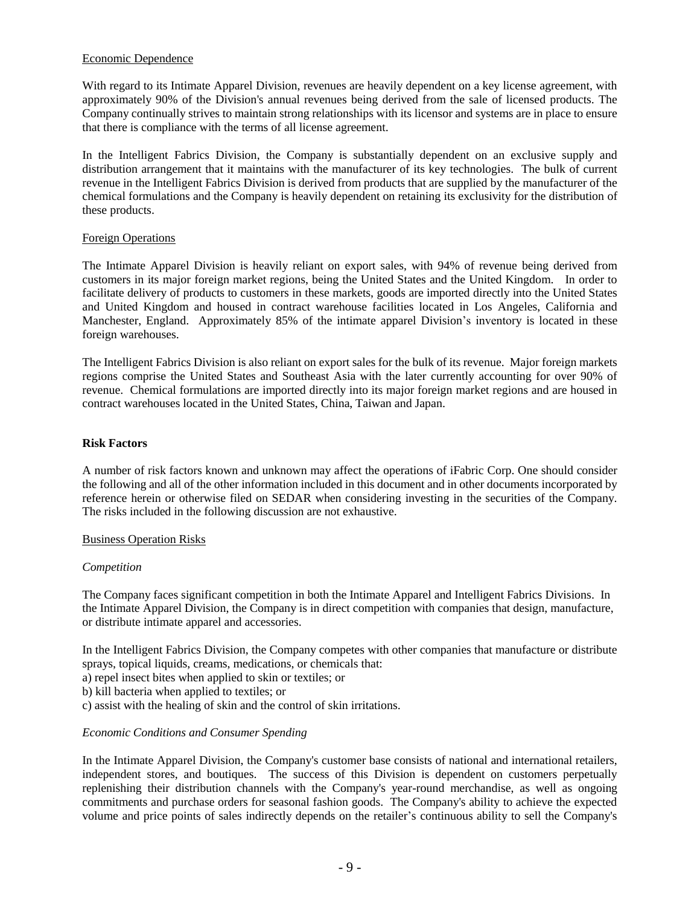Economic Dependence

With regard to its Intimate Apparel Division, revenues are heavily dependent on a key license agreement, with approximately 90% of the Division's annual revenues being derived from the sale of licensed products. The Company continually strives to maintain strong relationships with its licensor and systems are in place to ensure that there is compliance with the terms of all license agreement.

In the Intelligent Fabrics Division, the Company is substantially dependent on an exclusive supply and distribution arrangement that it maintains with the manufacturer of its key technologies. The bulk of current revenue in the Intelligent Fabrics Division is derived from products that are supplied by the manufacturer of the chemical formulations and the Company is heavily dependent on retaining its exclusivity for the distribution of these products.

Foreign Operations

The Intimate Apparel Division is heavily reliant on export sales, with 94% of revenue being derived from customers in its major foreign market regions, being the United States and the United Kingdom. In order to facilitate delivery of products to customers in these markets, goods are imported directly into the United States and United Kingdom and housed in contract warehouse facilities located in Los Angeles, California and Manchester, England. Approximately 85% of the intimate apparel Division's inventory is located in these foreign warehouses.

The Intelligent Fabrics Division is also reliant on export sales for the bulk of its revenue. Major foreign markets regions comprise the United States and Southeast Asia with the later currently accounting for over 90% of revenue. Chemical formulations are imported directly into its major foreign market regions and are housed in contract warehouses located in the United States, China, Taiwan and Japan.

**Risk Factors**

A number of risk factors known and unknown may affect the operations of iFabric Corp. One should consider the following and all of the other information included in this document and in other documents incorporated by reference herein or otherwise filed on SEDAR when considering investing in the securities of the Company. The risks included in the following discussion are not exhaustive.

Business Operation Risks

*Competition*

The Company faces significant competition in both the Intimate Apparel and Intelligent Fabrics Divisions. In the Intimate Apparel Division, the Company is in direct competition with companies that design, manufacture, or distribute intimate apparel and accessories.

In the Intelligent Fabrics Division, the Company competes with other companies that manufacture or distribute sprays, topical liquids, creams, medications, or chemicals that:
a) repel insect bites when applied to skin or textiles; or
b) kill bacteria when applied to textiles; or
c) assist with the healing of skin and the control of skin irritations.

*Economic Conditions and Consumer Spending*

In the Intimate Apparel Division, the Company's customer base consists of national and international retailers, independent stores, and boutiques. The success of this Division is dependent on customers perpetually replenishing their distribution channels with the Company's year-round merchandise, as well as ongoing commitments and purchase orders for seasonal fashion goods. The Company's ability to achieve the expected volume and price points of sales indirectly depends on the retailer's continuous ability to sell the Company's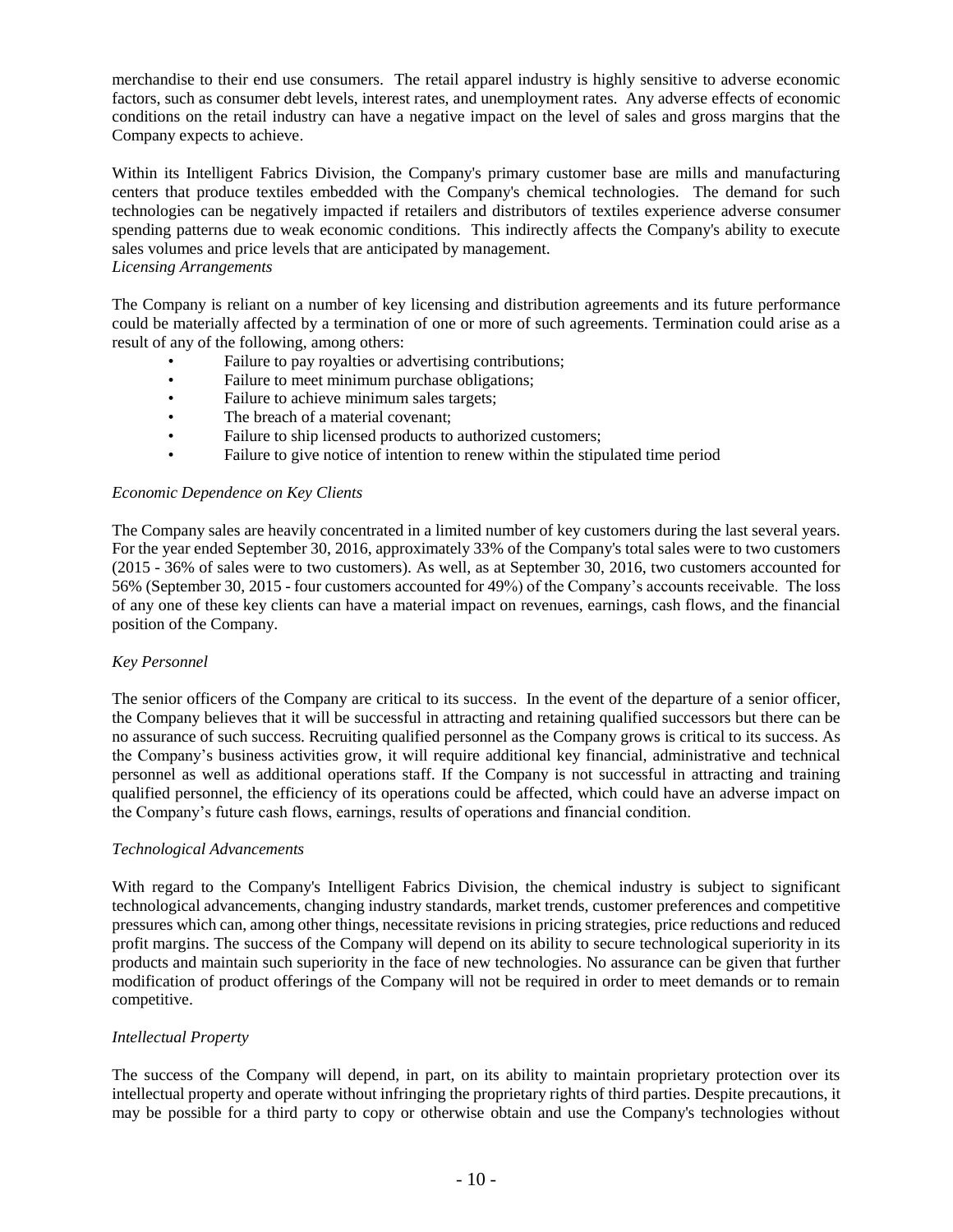merchandise to their end use consumers. The retail apparel industry is highly sensitive to adverse economic factors, such as consumer debt levels, interest rates, and unemployment rates. Any adverse effects of economic conditions on the retail industry can have a negative impact on the level of sales and gross margins that the Company expects to achieve.

Within its Intelligent Fabrics Division, the Company's primary customer base are mills and manufacturing centers that produce textiles embedded with the Company's chemical technologies. The demand for such technologies can be negatively impacted if retailers and distributors of textiles experience adverse consumer spending patterns due to weak economic conditions. This indirectly affects the Company's ability to execute sales volumes and price levels that are anticipated by management.

*Licensing Arrangements*

The Company is reliant on a number of key licensing and distribution agreements and its future performance could be materially affected by a termination of one or more of such agreements. Termination could arise as a result of any of the following, among others:

- Failure to pay royalties or advertising contributions;
- Failure to meet minimum purchase obligations;
- Failure to achieve minimum sales targets;
- The breach of a material covenant;
- Failure to ship licensed products to authorized customers;
- Failure to give notice of intention to renew within the stipulated time period

*Economic Dependence on Key Clients*

The Company sales are heavily concentrated in a limited number of key customers during the last several years. For the year ended September 30, 2016, approximately 33% of the Company's total sales were to two customers (2015 - 36% of sales were to two customers). As well, as at September 30, 2016, two customers accounted for 56% (September 30, 2015 - four customers accounted for 49%) of the Company's accounts receivable. The loss of any one of these key clients can have a material impact on revenues, earnings, cash flows, and the financial position of the Company.

*Key Personnel*

The senior officers of the Company are critical to its success. In the event of the departure of a senior officer, the Company believes that it will be successful in attracting and retaining qualified successors but there can be no assurance of such success. Recruiting qualified personnel as the Company grows is critical to its success. As the Company's business activities grow, it will require additional key financial, administrative and technical personnel as well as additional operations staff. If the Company is not successful in attracting and training qualified personnel, the efficiency of its operations could be affected, which could have an adverse impact on the Company's future cash flows, earnings, results of operations and financial condition.

*Technological Advancements*

With regard to the Company's Intelligent Fabrics Division, the chemical industry is subject to significant technological advancements, changing industry standards, market trends, customer preferences and competitive pressures which can, among other things, necessitate revisions in pricing strategies, price reductions and reduced profit margins. The success of the Company will depend on its ability to secure technological superiority in its products and maintain such superiority in the face of new technologies. No assurance can be given that further modification of product offerings of the Company will not be required in order to meet demands or to remain competitive.

*Intellectual Property*

The success of the Company will depend, in part, on its ability to maintain proprietary protection over its intellectual property and operate without infringing the proprietary rights of third parties. Despite precautions, it may be possible for a third party to copy or otherwise obtain and use the Company's technologies without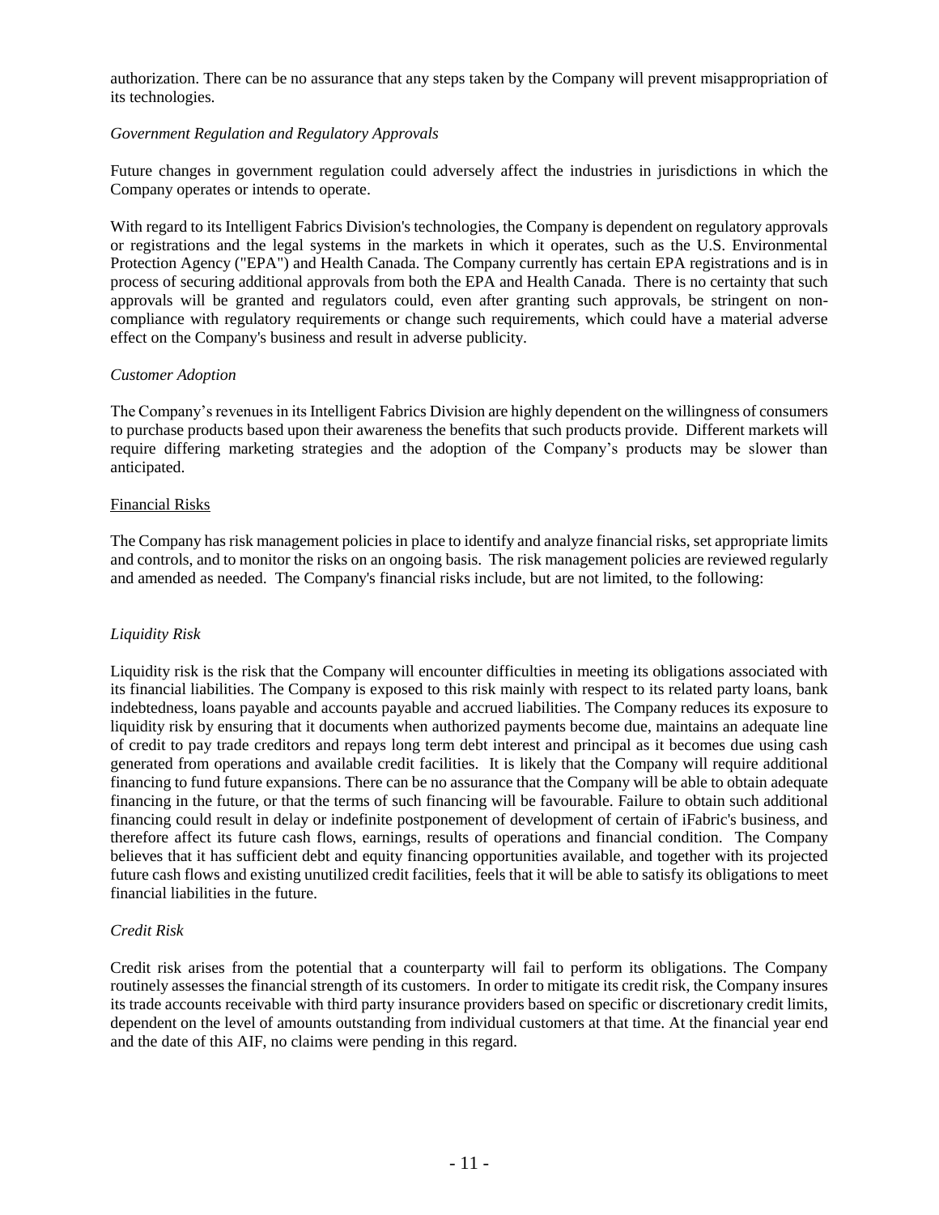authorization. There can be no assurance that any steps taken by the Company will prevent misappropriation of its technologies.

*Government Regulation and Regulatory Approvals*

Future changes in government regulation could adversely affect the industries in jurisdictions in which the Company operates or intends to operate.

With regard to its Intelligent Fabrics Division's technologies, the Company is dependent on regulatory approvals or registrations and the legal systems in the markets in which it operates, such as the U.S. Environmental Protection Agency ("EPA") and Health Canada. The Company currently has certain EPA registrations and is in process of securing additional approvals from both the EPA and Health Canada. There is no certainty that such approvals will be granted and regulators could, even after granting such approvals, be stringent on non-compliance with regulatory requirements or change such requirements, which could have a material adverse effect on the Company's business and result in adverse publicity.

*Customer Adoption*

The Company's revenues in its Intelligent Fabrics Division are highly dependent on the willingness of consumers to purchase products based upon their awareness the benefits that such products provide. Different markets will require differing marketing strategies and the adoption of the Company's products may be slower than anticipated.

Financial Risks

The Company has risk management policies in place to identify and analyze financial risks, set appropriate limits and controls, and to monitor the risks on an ongoing basis. The risk management policies are reviewed regularly and amended as needed. The Company's financial risks include, but are not limited, to the following:

*Liquidity Risk*

Liquidity risk is the risk that the Company will encounter difficulties in meeting its obligations associated with its financial liabilities. The Company is exposed to this risk mainly with respect to its related party loans, bank indebtedness, loans payable and accounts payable and accrued liabilities. The Company reduces its exposure to liquidity risk by ensuring that it documents when authorized payments become due, maintains an adequate line of credit to pay trade creditors and repays long term debt interest and principal as it becomes due using cash generated from operations and available credit facilities. It is likely that the Company will require additional financing to fund future expansions. There can be no assurance that the Company will be able to obtain adequate financing in the future, or that the terms of such financing will be favourable. Failure to obtain such additional financing could result in delay or indefinite postponement of development of certain of iFabric's business, and therefore affect its future cash flows, earnings, results of operations and financial condition. The Company believes that it has sufficient debt and equity financing opportunities available, and together with its projected future cash flows and existing unutilized credit facilities, feels that it will be able to satisfy its obligations to meet financial liabilities in the future.

*Credit Risk*

Credit risk arises from the potential that a counterparty will fail to perform its obligations. The Company routinely assesses the financial strength of its customers. In order to mitigate its credit risk, the Company insures its trade accounts receivable with third party insurance providers based on specific or discretionary credit limits, dependent on the level of amounts outstanding from individual customers at that time. At the financial year end and the date of this AIF, no claims were pending in this regard.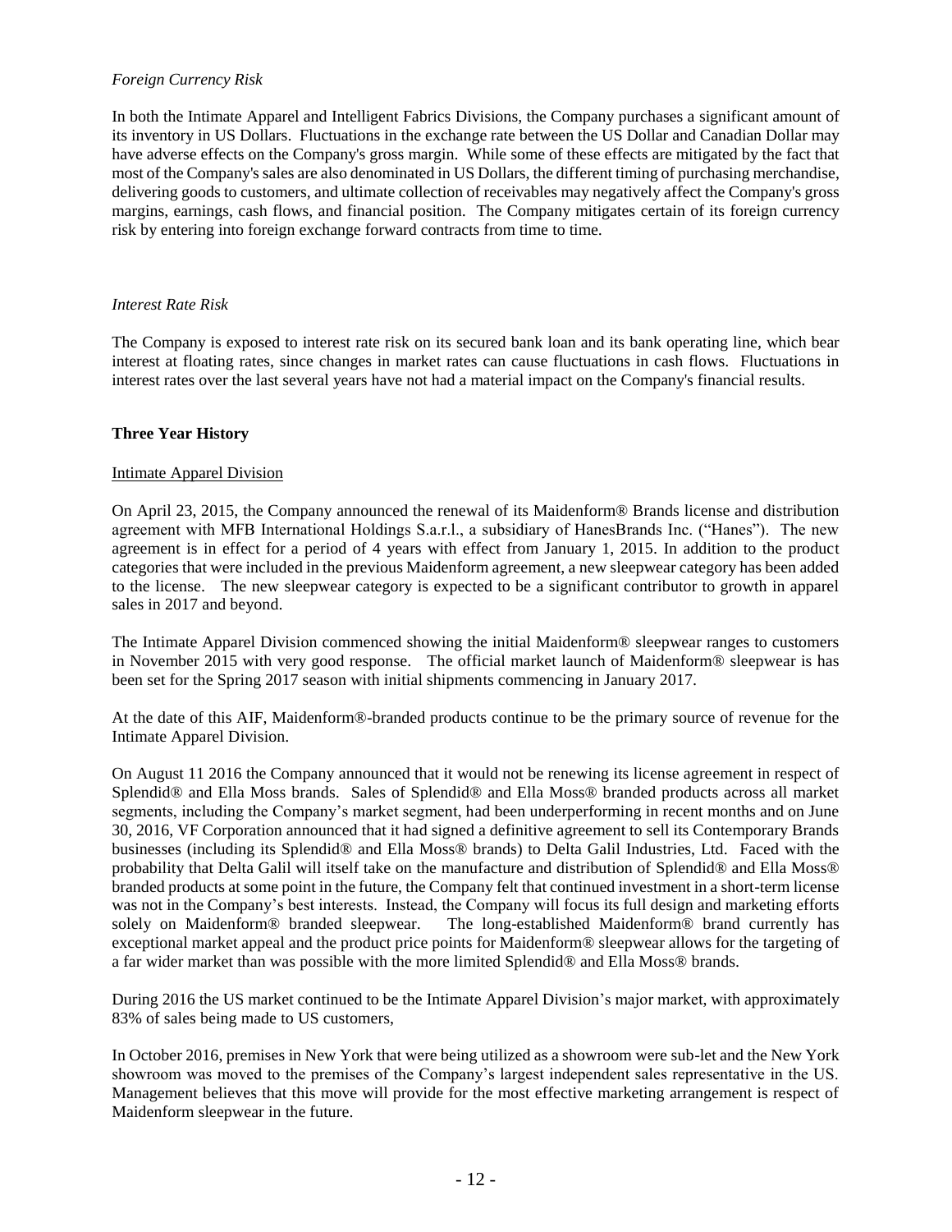*Foreign Currency Risk*

In both the Intimate Apparel and Intelligent Fabrics Divisions, the Company purchases a significant amount of its inventory in US Dollars. Fluctuations in the exchange rate between the US Dollar and Canadian Dollar may have adverse effects on the Company's gross margin. While some of these effects are mitigated by the fact that most of the Company's sales are also denominated in US Dollars, the different timing of purchasing merchandise, delivering goods to customers, and ultimate collection of receivables may negatively affect the Company's gross margins, earnings, cash flows, and financial position. The Company mitigates certain of its foreign currency risk by entering into foreign exchange forward contracts from time to time.

*Interest Rate Risk*

The Company is exposed to interest rate risk on its secured bank loan and its bank operating line, which bear interest at floating rates, since changes in market rates can cause fluctuations in cash flows. Fluctuations in interest rates over the last several years have not had a material impact on the Company's financial results.

## Three Year History

Intimate Apparel Division

On April 23, 2015, the Company announced the renewal of its Maidenform® Brands license and distribution agreement with MFB International Holdings S.a.r.l., a subsidiary of HanesBrands Inc. ("Hanes"). The new agreement is in effect for a period of 4 years with effect from January 1, 2015. In addition to the product categories that were included in the previous Maidenform agreement, a new sleepwear category has been added to the license. The new sleepwear category is expected to be a significant contributor to growth in apparel sales in 2017 and beyond.

The Intimate Apparel Division commenced showing the initial Maidenform® sleepwear ranges to customers in November 2015 with very good response. The official market launch of Maidenform® sleepwear is has been set for the Spring 2017 season with initial shipments commencing in January 2017.

At the date of this AIF, Maidenform®-branded products continue to be the primary source of revenue for the Intimate Apparel Division.

On August 11 2016 the Company announced that it would not be renewing its license agreement in respect of Splendid® and Ella Moss brands. Sales of Splendid® and Ella Moss® branded products across all market segments, including the Company's market segment, had been underperforming in recent months and on June 30, 2016, VF Corporation announced that it had signed a definitive agreement to sell its Contemporary Brands businesses (including its Splendid® and Ella Moss® brands) to Delta Galil Industries, Ltd. Faced with the probability that Delta Galil will itself take on the manufacture and distribution of Splendid® and Ella Moss® branded products at some point in the future, the Company felt that continued investment in a short-term license was not in the Company's best interests. Instead, the Company will focus its full design and marketing efforts solely on Maidenform® branded sleepwear. The long-established Maidenform® brand currently has exceptional market appeal and the product price points for Maidenform® sleepwear allows for the targeting of a far wider market than was possible with the more limited Splendid® and Ella Moss® brands.

During 2016 the US market continued to be the Intimate Apparel Division's major market, with approximately 83% of sales being made to US customers,

In October 2016, premises in New York that were being utilized as a showroom were sub-let and the New York showroom was moved to the premises of the Company's largest independent sales representative in the US. Management believes that this move will provide for the most effective marketing arrangement is respect of Maidenform sleepwear in the future.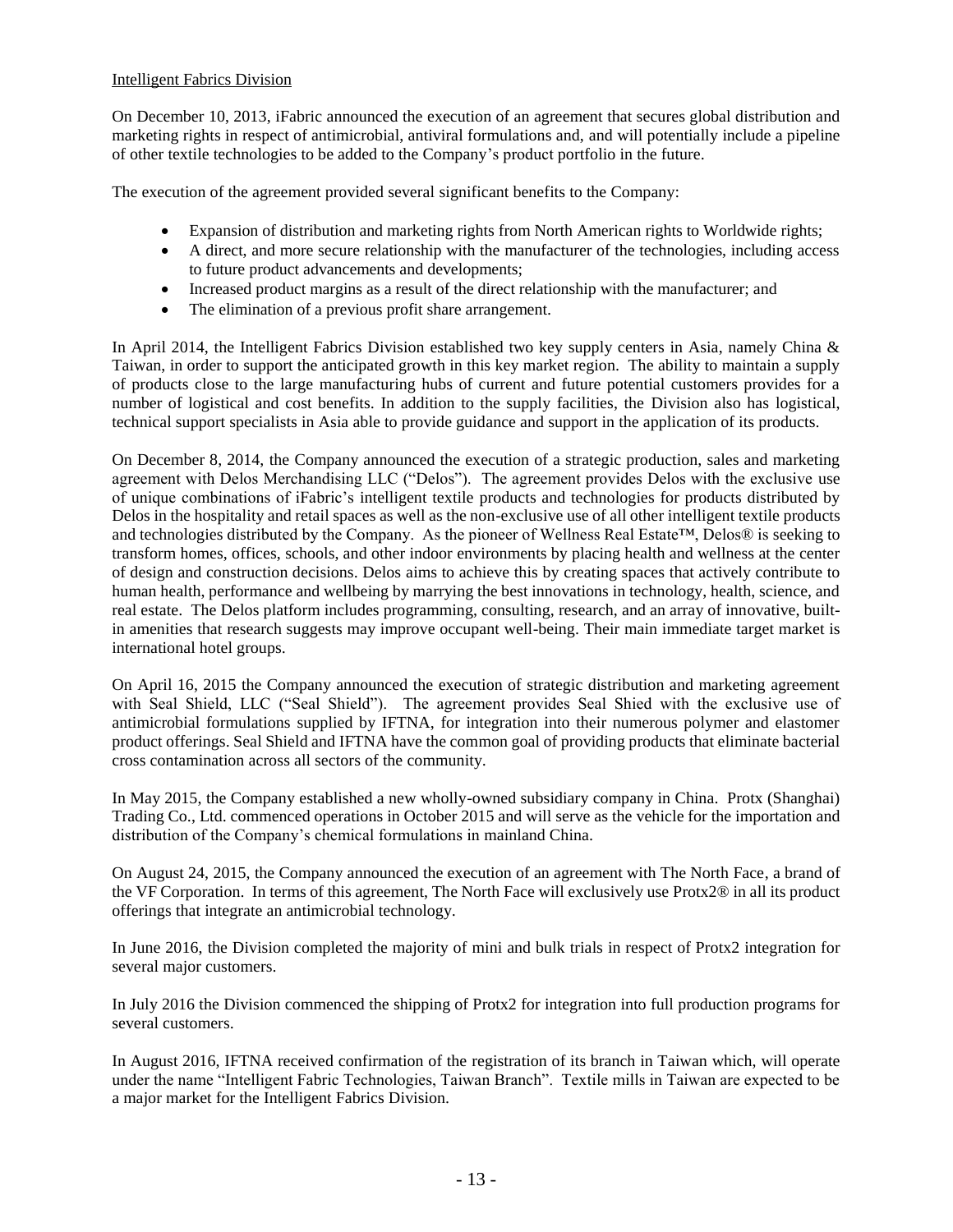Intelligent Fabrics Division

On December 10, 2013, iFabric announced the execution of an agreement that secures global distribution and marketing rights in respect of antimicrobial, antiviral formulations and, and will potentially include a pipeline of other textile technologies to be added to the Company's product portfolio in the future.

The execution of the agreement provided several significant benefits to the Company:

- Expansion of distribution and marketing rights from North American rights to Worldwide rights;
- A direct, and more secure relationship with the manufacturer of the technologies, including access to future product advancements and developments;
- Increased product margins as a result of the direct relationship with the manufacturer; and
- The elimination of a previous profit share arrangement.

In April 2014, the Intelligent Fabrics Division established two key supply centers in Asia, namely China & Taiwan, in order to support the anticipated growth in this key market region. The ability to maintain a supply of products close to the large manufacturing hubs of current and future potential customers provides for a number of logistical and cost benefits. In addition to the supply facilities, the Division also has logistical, technical support specialists in Asia able to provide guidance and support in the application of its products.

On December 8, 2014, the Company announced the execution of a strategic production, sales and marketing agreement with Delos Merchandising LLC ("Delos"). The agreement provides Delos with the exclusive use of unique combinations of iFabric's intelligent textile products and technologies for products distributed by Delos in the hospitality and retail spaces as well as the non-exclusive use of all other intelligent textile products and technologies distributed by the Company. As the pioneer of Wellness Real Estate™, Delos® is seeking to transform homes, offices, schools, and other indoor environments by placing health and wellness at the center of design and construction decisions. Delos aims to achieve this by creating spaces that actively contribute to human health, performance and wellbeing by marrying the best innovations in technology, health, science, and real estate. The Delos platform includes programming, consulting, research, and an array of innovative, built-in amenities that research suggests may improve occupant well-being. Their main immediate target market is international hotel groups.

On April 16, 2015 the Company announced the execution of strategic distribution and marketing agreement with Seal Shield, LLC ("Seal Shield"). The agreement provides Seal Shied with the exclusive use of antimicrobial formulations supplied by IFTNA, for integration into their numerous polymer and elastomer product offerings. Seal Shield and IFTNA have the common goal of providing products that eliminate bacterial cross contamination across all sectors of the community.

In May 2015, the Company established a new wholly-owned subsidiary company in China. Protx (Shanghai) Trading Co., Ltd. commenced operations in October 2015 and will serve as the vehicle for the importation and distribution of the Company's chemical formulations in mainland China.

On August 24, 2015, the Company announced the execution of an agreement with The North Face, a brand of the VF Corporation. In terms of this agreement, The North Face will exclusively use Protx2® in all its product offerings that integrate an antimicrobial technology.

In June 2016, the Division completed the majority of mini and bulk trials in respect of Protx2 integration for several major customers.

In July 2016 the Division commenced the shipping of Protx2 for integration into full production programs for several customers.

In August 2016, IFTNA received confirmation of the registration of its branch in Taiwan which, will operate under the name "Intelligent Fabric Technologies, Taiwan Branch". Textile mills in Taiwan are expected to be a major market for the Intelligent Fabrics Division.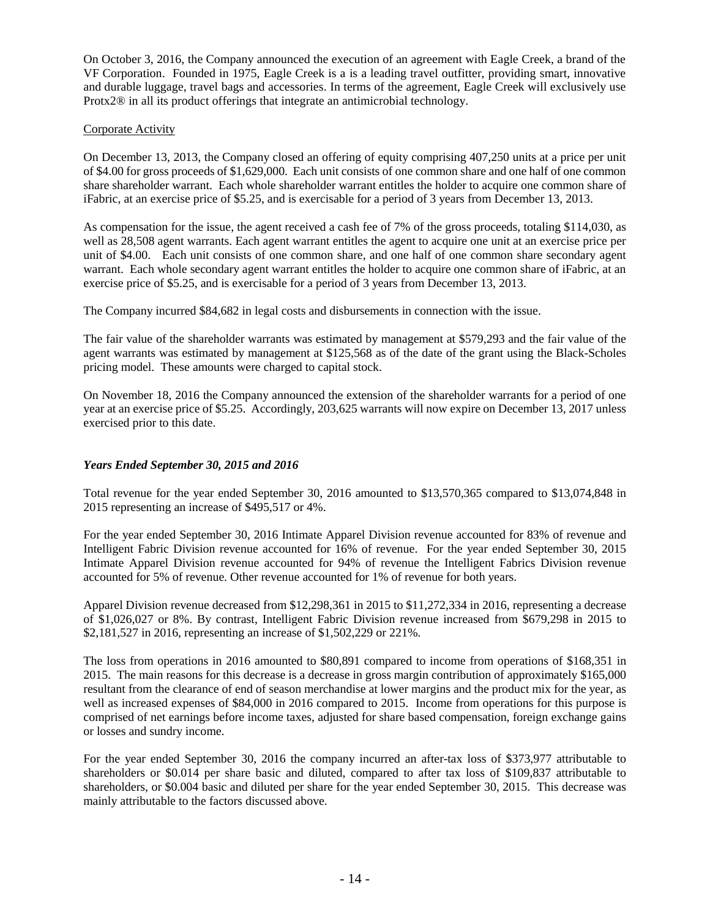On October 3, 2016, the Company announced the execution of an agreement with Eagle Creek, a brand of the VF Corporation. Founded in 1975, Eagle Creek is a is a leading travel outfitter, providing smart, innovative and durable luggage, travel bags and accessories. In terms of the agreement, Eagle Creek will exclusively use Protx2® in all its product offerings that integrate an antimicrobial technology.

Corporate Activity

On December 13, 2013, the Company closed an offering of equity comprising 407,250 units at a price per unit of $4.00 for gross proceeds of $1,629,000. Each unit consists of one common share and one half of one common share shareholder warrant. Each whole shareholder warrant entitles the holder to acquire one common share of iFabric, at an exercise price of $5.25, and is exercisable for a period of 3 years from December 13, 2013.

As compensation for the issue, the agent received a cash fee of 7% of the gross proceeds, totaling $114,030, as well as 28,508 agent warrants. Each agent warrant entitles the agent to acquire one unit at an exercise price per unit of $4.00. Each unit consists of one common share, and one half of one common share secondary agent warrant. Each whole secondary agent warrant entitles the holder to acquire one common share of iFabric, at an exercise price of $5.25, and is exercisable for a period of 3 years from December 13, 2013.

The Company incurred $84,682 in legal costs and disbursements in connection with the issue.

The fair value of the shareholder warrants was estimated by management at $579,293 and the fair value of the agent warrants was estimated by management at $125,568 as of the date of the grant using the Black-Scholes pricing model. These amounts were charged to capital stock.

On November 18, 2016 the Company announced the extension of the shareholder warrants for a period of one year at an exercise price of $5.25. Accordingly, 203,625 warrants will now expire on December 13, 2017 unless exercised prior to this date.

***Years Ended September 30, 2015 and 2016***

Total revenue for the year ended September 30, 2016 amounted to $13,570,365 compared to $13,074,848 in 2015 representing an increase of $495,517 or 4%.

For the year ended September 30, 2016 Intimate Apparel Division revenue accounted for 83% of revenue and Intelligent Fabric Division revenue accounted for 16% of revenue. For the year ended September 30, 2015 Intimate Apparel Division revenue accounted for 94% of revenue the Intelligent Fabrics Division revenue accounted for 5% of revenue. Other revenue accounted for 1% of revenue for both years.

Apparel Division revenue decreased from $12,298,361 in 2015 to $11,272,334 in 2016, representing a decrease of $1,026,027 or 8%. By contrast, Intelligent Fabric Division revenue increased from $679,298 in 2015 to $2,181,527 in 2016, representing an increase of $1,502,229 or 221%.

The loss from operations in 2016 amounted to $80,891 compared to income from operations of $168,351 in 2015. The main reasons for this decrease is a decrease in gross margin contribution of approximately $165,000 resultant from the clearance of end of season merchandise at lower margins and the product mix for the year, as well as increased expenses of $84,000 in 2016 compared to 2015. Income from operations for this purpose is comprised of net earnings before income taxes, adjusted for share based compensation, foreign exchange gains or losses and sundry income.

For the year ended September 30, 2016 the company incurred an after-tax loss of $373,977 attributable to shareholders or $0.014 per share basic and diluted, compared to after tax loss of $109,837 attributable to shareholders, or $0.004 basic and diluted per share for the year ended September 30, 2015. This decrease was mainly attributable to the factors discussed above.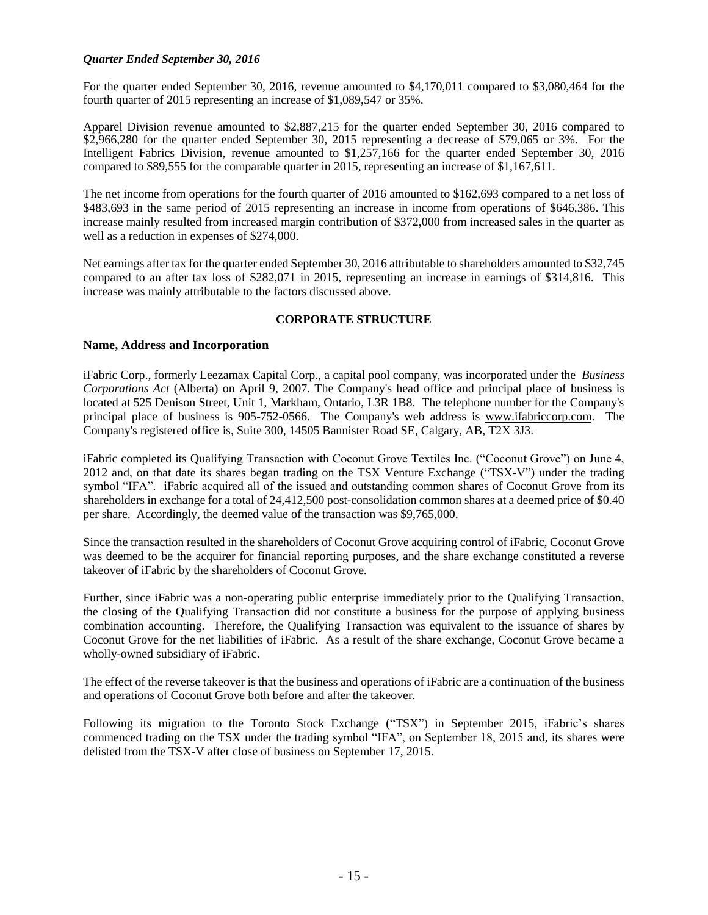***Quarter Ended September 30, 2016***

For the quarter ended September 30, 2016, revenue amounted to $4,170,011 compared to $3,080,464 for the fourth quarter of 2015 representing an increase of $1,089,547 or 35%.

Apparel Division revenue amounted to $2,887,215 for the quarter ended September 30, 2016 compared to $2,966,280 for the quarter ended September 30, 2015 representing a decrease of $79,065 or 3%. For the Intelligent Fabrics Division, revenue amounted to $1,257,166 for the quarter ended September 30, 2016 compared to $89,555 for the comparable quarter in 2015, representing an increase of $1,167,611.

The net income from operations for the fourth quarter of 2016 amounted to $162,693 compared to a net loss of $483,693 in the same period of 2015 representing an increase in income from operations of $646,386. This increase mainly resulted from increased margin contribution of $372,000 from increased sales in the quarter as well as a reduction in expenses of $274,000.

Net earnings after tax for the quarter ended September 30, 2016 attributable to shareholders amounted to $32,745 compared to an after tax loss of $282,071 in 2015, representing an increase in earnings of $314,816. This increase was mainly attributable to the factors discussed above.

## CORPORATE STRUCTURE

### Name, Address and Incorporation

iFabric Corp., formerly Leezamax Capital Corp., a capital pool company, was incorporated under the *Business Corporations Act* (Alberta) on April 9, 2007. The Company's head office and principal place of business is located at 525 Denison Street, Unit 1, Markham, Ontario, L3R 1B8. The telephone number for the Company's principal place of business is 905-752-0566. The Company's web address is www.ifabriccorp.com. The Company's registered office is, Suite 300, 14505 Bannister Road SE, Calgary, AB, T2X 3J3.

iFabric completed its Qualifying Transaction with Coconut Grove Textiles Inc. ("Coconut Grove") on June 4, 2012 and, on that date its shares began trading on the TSX Venture Exchange ("TSX-V") under the trading symbol "IFA". iFabric acquired all of the issued and outstanding common shares of Coconut Grove from its shareholders in exchange for a total of 24,412,500 post-consolidation common shares at a deemed price of $0.40 per share. Accordingly, the deemed value of the transaction was $9,765,000.

Since the transaction resulted in the shareholders of Coconut Grove acquiring control of iFabric, Coconut Grove was deemed to be the acquirer for financial reporting purposes, and the share exchange constituted a reverse takeover of iFabric by the shareholders of Coconut Grove.

Further, since iFabric was a non-operating public enterprise immediately prior to the Qualifying Transaction, the closing of the Qualifying Transaction did not constitute a business for the purpose of applying business combination accounting. Therefore, the Qualifying Transaction was equivalent to the issuance of shares by Coconut Grove for the net liabilities of iFabric. As a result of the share exchange, Coconut Grove became a wholly-owned subsidiary of iFabric.

The effect of the reverse takeover is that the business and operations of iFabric are a continuation of the business and operations of Coconut Grove both before and after the takeover.

Following its migration to the Toronto Stock Exchange ("TSX") in September 2015, iFabric's shares commenced trading on the TSX under the trading symbol "IFA", on September 18, 2015 and, its shares were delisted from the TSX-V after close of business on September 17, 2015.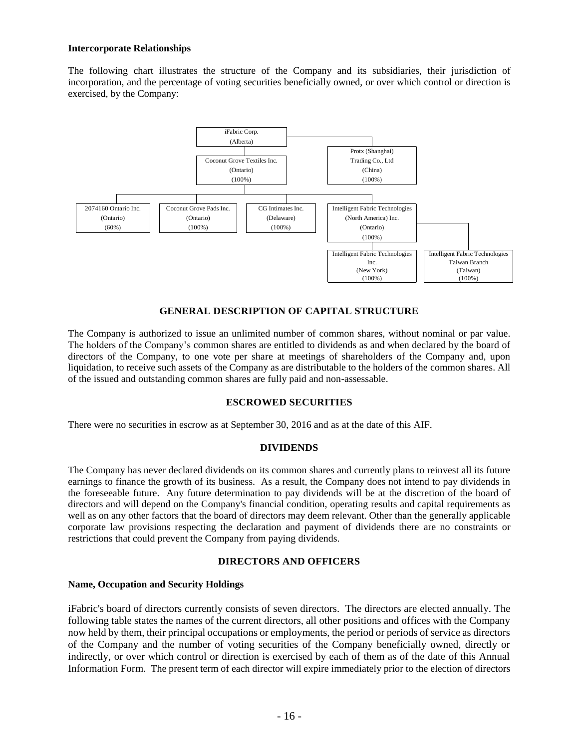**Intercorporate Relationships**

The following chart illustrates the structure of the Company and its subsidiaries, their jurisdiction of incorporation, and the percentage of voting securities beneficially owned, or over which control or direction is exercised, by the Company:

- iFabric Corp. (Alberta)
  - Coconut Grove Textiles Inc. (Ontario) (100%)
    - 2074160 Ontario Inc. (Ontario) (60%)
    - Coconut Grove Pads Inc. (Ontario) (100%)
    - CG Intimates Inc. (Delaware) (100%)
    - Intelligent Fabric Technologies (North America) Inc. (Ontario) (100%)
      - Intelligent Fabric Technologies Inc. (New York) (100%)
      - Intelligent Fabric Technologies Taiwan Branch (Taiwan) (100%)
  - Protx (Shanghai) Trading Co., Ltd (China) (100%)

## GENERAL DESCRIPTION OF CAPITAL STRUCTURE

The Company is authorized to issue an unlimited number of common shares, without nominal or par value. The holders of the Company's common shares are entitled to dividends as and when declared by the board of directors of the Company, to one vote per share at meetings of shareholders of the Company and, upon liquidation, to receive such assets of the Company as are distributable to the holders of the common shares. All of the issued and outstanding common shares are fully paid and non-assessable.

## ESCROWED SECURITIES

There were no securities in escrow as at September 30, 2016 and as at the date of this AIF.

## DIVIDENDS

The Company has never declared dividends on its common shares and currently plans to reinvest all its future earnings to finance the growth of its business. As a result, the Company does not intend to pay dividends in the foreseeable future. Any future determination to pay dividends will be at the discretion of the board of directors and will depend on the Company's financial condition, operating results and capital requirements as well as on any other factors that the board of directors may deem relevant. Other than the generally applicable corporate law provisions respecting the declaration and payment of dividends there are no constraints or restrictions that could prevent the Company from paying dividends.

## DIRECTORS AND OFFICERS

**Name, Occupation and Security Holdings**

iFabric's board of directors currently consists of seven directors. The directors are elected annually. The following table states the names of the current directors, all other positions and offices with the Company now held by them, their principal occupations or employments, the period or periods of service as directors of the Company and the number of voting securities of the Company beneficially owned, directly or indirectly, or over which control or direction is exercised by each of them as of the date of this Annual Information Form. The present term of each director will expire immediately prior to the election of directors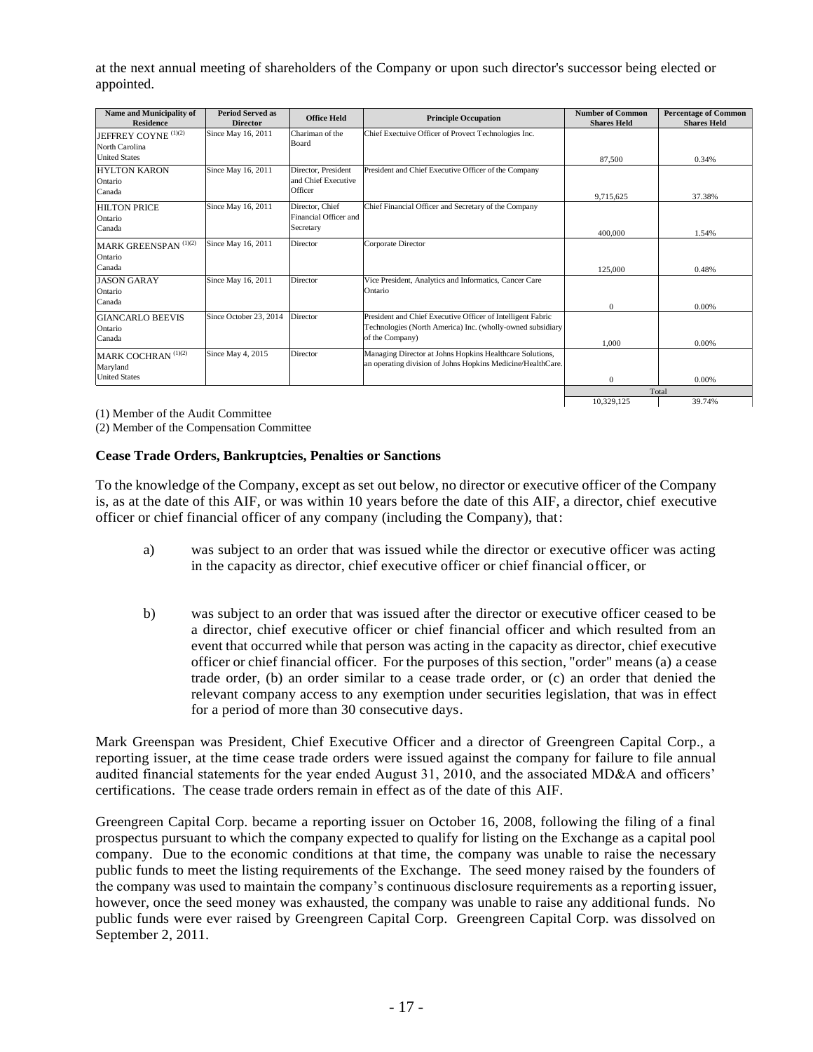at the next annual meeting of shareholders of the Company or upon such director's successor being elected or appointed.

| Name and Municipality of Residence | Period Served as Director | Office Held | Principle Occupation | Number of Common Shares Held | Percentage of Common Shares Held |
|---|---|---|---|---|---|
| JEFFREY COYNE [(1)(2)] North Carolina United States | Since May 16, 2011 | Chariman of the Board | Chief Exectuive Officer of Provect Technologies Inc. | 87,500 | 0.34% |
| HYLTON KARON Ontario Canada | Since May 16, 2011 | Director, President and Chief Executive Officer | President and Chief Executive Officer of the Company | 9,715,625 | 37.38% |
| HILTON PRICE Ontario Canada | Since May 16, 2011 | Director, Chief Financial Officer and Secretary | Chief Financial Officer and Secretary of the Company | 400,000 | 1.54% |
| MARK GREENSPAN [(1)(2)] Ontario Canada | Since May 16, 2011 | Director | Corporate Director | 125,000 | 0.48% |
| JASON GARAY Ontario Canada | Since May 16, 2011 | Director | Vice President, Analytics and Informatics, Cancer Care Ontario | 0 | 0.00% |
| GIANCARLO BEEVIS Ontario Canada | Since October 23, 2014 | Director | President and Chief Executive Officer of Intelligent Fabric Technologies (North America) Inc. (wholly-owned subsidiary of the Company) | 1,000 | 0.00% |
| MARK COCHRAN [(1)(2)] Maryland United States | Since May 4, 2015 | Director | Managing Director at Johns Hopkins Healthcare Solutions, an operating division of Johns Hopkins Medicine/HealthCare. | 0 | 0.00% |
| | | | | Total | |
| | | | | 10,329,125 | 39.74% |

(1) Member of the Audit Committee

(2) Member of the Compensation Committee

### Cease Trade Orders, Bankruptcies, Penalties or Sanctions

To the knowledge of the Company, except as set out below, no director or executive officer of the Company is, as at the date of this AIF, or was within 10 years before the date of this AIF, a director, chief executive officer or chief financial officer of any company (including the Company), that:

a) was subject to an order that was issued while the director or executive officer was acting in the capacity as director, chief executive officer or chief financial officer, or

b) was subject to an order that was issued after the director or executive officer ceased to be a director, chief executive officer or chief financial officer and which resulted from an event that occurred while that person was acting in the capacity as director, chief executive officer or chief financial officer. For the purposes of this section, "order" means (a) a cease trade order, (b) an order similar to a cease trade order, or (c) an order that denied the relevant company access to any exemption under securities legislation, that was in effect for a period of more than 30 consecutive days.

Mark Greenspan was President, Chief Executive Officer and a director of Greengreen Capital Corp., a reporting issuer, at the time cease trade orders were issued against the company for failure to file annual audited financial statements for the year ended August 31, 2010, and the associated MD&A and officers' certifications. The cease trade orders remain in effect as of the date of this AIF.

Greengreen Capital Corp. became a reporting issuer on October 16, 2008, following the filing of a final prospectus pursuant to which the company expected to qualify for listing on the Exchange as a capital pool company. Due to the economic conditions at that time, the company was unable to raise the necessary public funds to meet the listing requirements of the Exchange. The seed money raised by the founders of the company was used to maintain the company's continuous disclosure requirements as a reporting issuer, however, once the seed money was exhausted, the company was unable to raise any additional funds. No public funds were ever raised by Greengreen Capital Corp. Greengreen Capital Corp. was dissolved on September 2, 2011.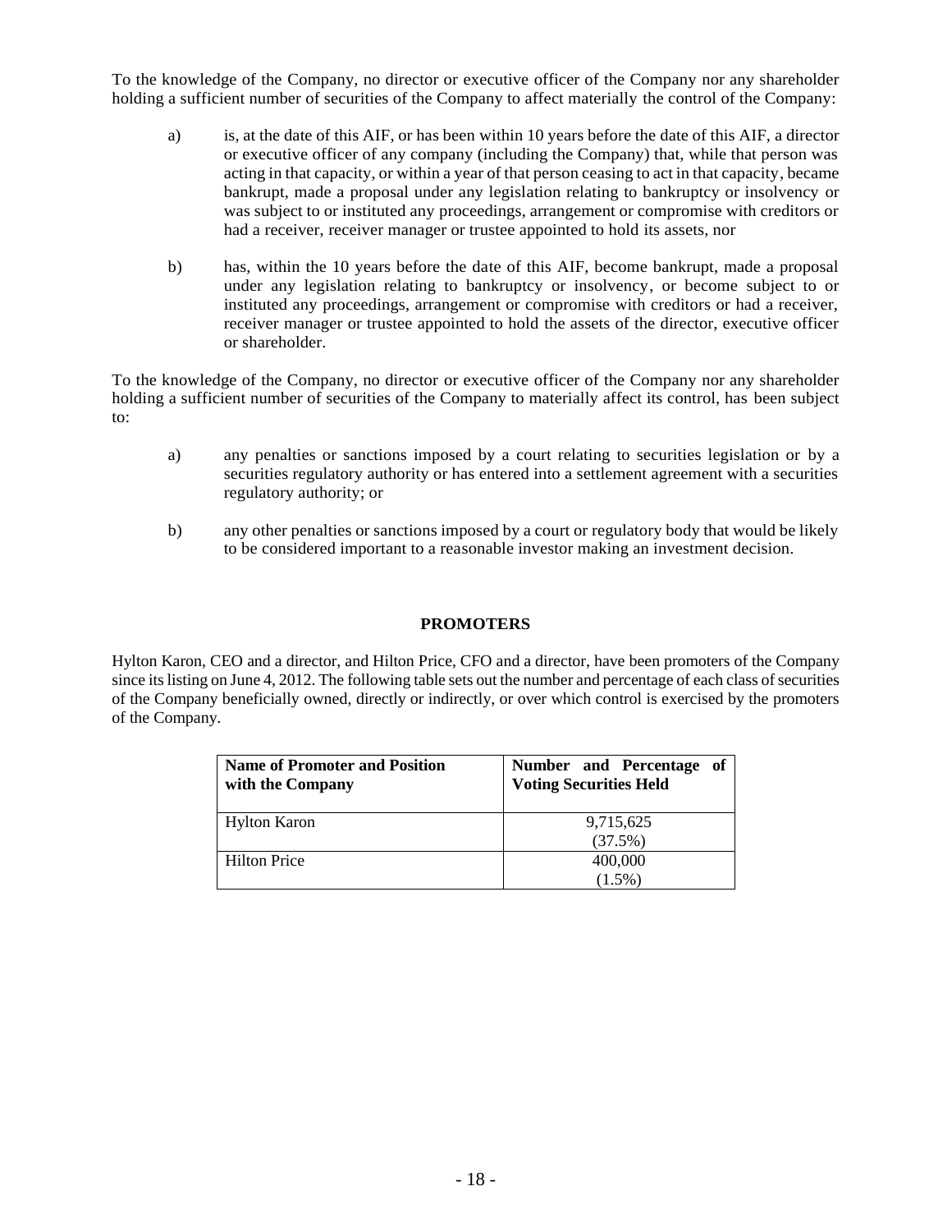To the knowledge of the Company, no director or executive officer of the Company nor any shareholder holding a sufficient number of securities of the Company to affect materially the control of the Company:

a) is, at the date of this AIF, or has been within 10 years before the date of this AIF, a director or executive officer of any company (including the Company) that, while that person was acting in that capacity, or within a year of that person ceasing to act in that capacity, became bankrupt, made a proposal under any legislation relating to bankruptcy or insolvency or was subject to or instituted any proceedings, arrangement or compromise with creditors or had a receiver, receiver manager or trustee appointed to hold its assets, nor

b) has, within the 10 years before the date of this AIF, become bankrupt, made a proposal under any legislation relating to bankruptcy or insolvency, or become subject to or instituted any proceedings, arrangement or compromise with creditors or had a receiver, receiver manager or trustee appointed to hold the assets of the director, executive officer or shareholder.

To the knowledge of the Company, no director or executive officer of the Company nor any shareholder holding a sufficient number of securities of the Company to materially affect its control, has been subject to:

a) any penalties or sanctions imposed by a court relating to securities legislation or by a securities regulatory authority or has entered into a settlement agreement with a securities regulatory authority; or

b) any other penalties or sanctions imposed by a court or regulatory body that would be likely to be considered important to a reasonable investor making an investment decision.

## PROMOTERS

Hylton Karon, CEO and a director, and Hilton Price, CFO and a director, have been promoters of the Company since its listing on June 4, 2012. The following table sets out the number and percentage of each class of securities of the Company beneficially owned, directly or indirectly, or over which control is exercised by the promoters of the Company.

| Name of Promoter and Position with the Company | Number and Percentage of Voting Securities Held |
|---|---|
| Hylton Karon | 9,715,625 (37.5%) |
| Hilton Price | 400,000 (1.5%) |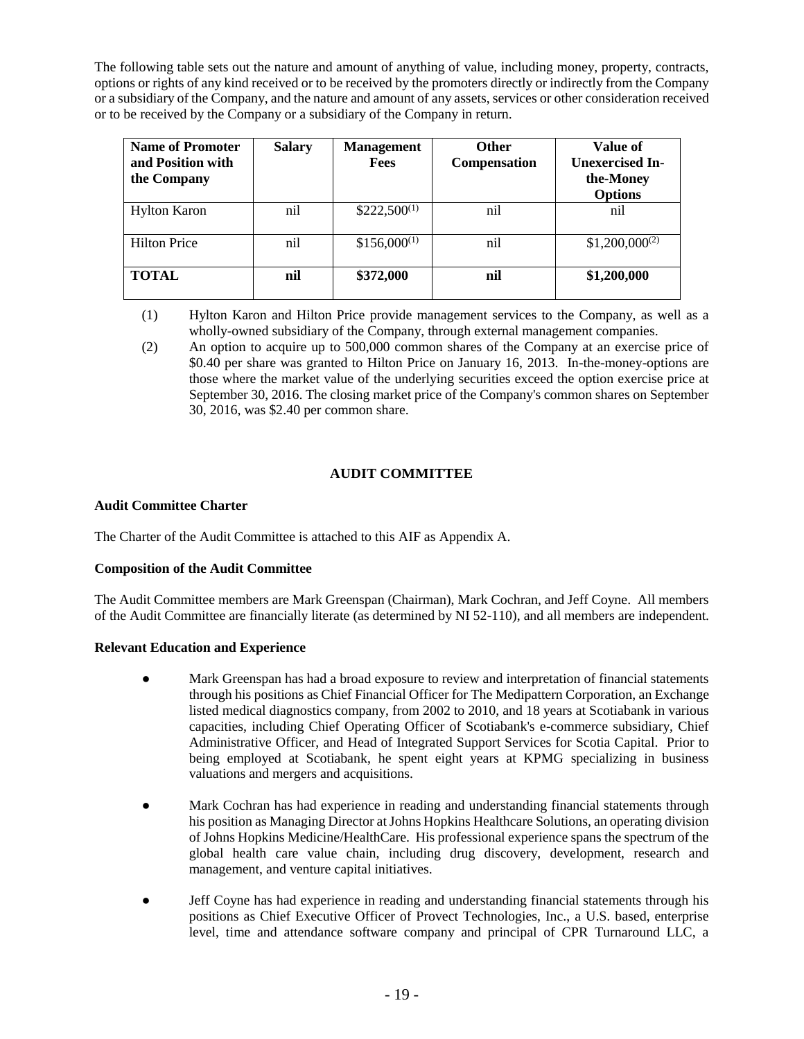The following table sets out the nature and amount of anything of value, including money, property, contracts, options or rights of any kind received or to be received by the promoters directly or indirectly from the Company or a subsidiary of the Company, and the nature and amount of any assets, services or other consideration received or to be received by the Company or a subsidiary of the Company in return.

| Name of Promoter and Position with the Company | Salary | Management Fees | Other Compensation | Value of Unexercised In-the-Money Options |
|---|---|---|---|---|
| Hylton Karon | nil | $222,500[(1)] | nil | nil |
| Hilton Price | nil | $156,000[(1)] | nil | $1,200,000[(2)] |
| **TOTAL** | **nil** | **$372,000** | **nil** | **$1,200,000** |

(1) Hylton Karon and Hilton Price provide management services to the Company, as well as a wholly-owned subsidiary of the Company, through external management companies.

(2) An option to acquire up to 500,000 common shares of the Company at an exercise price of $0.40 per share was granted to Hilton Price on January 16, 2013. In-the-money-options are those where the market value of the underlying securities exceed the option exercise price at September 30, 2016. The closing market price of the Company's common shares on September 30, 2016, was $2.40 per common share.

## AUDIT COMMITTEE

### Audit Committee Charter

The Charter of the Audit Committee is attached to this AIF as Appendix A.

### Composition of the Audit Committee

The Audit Committee members are Mark Greenspan (Chairman), Mark Cochran, and Jeff Coyne. All members of the Audit Committee are financially literate (as determined by NI 52-110), and all members are independent.

### Relevant Education and Experience

- Mark Greenspan has had a broad exposure to review and interpretation of financial statements through his positions as Chief Financial Officer for The Medipattern Corporation, an Exchange listed medical diagnostics company, from 2002 to 2010, and 18 years at Scotiabank in various capacities, including Chief Operating Officer of Scotiabank's e-commerce subsidiary, Chief Administrative Officer, and Head of Integrated Support Services for Scotia Capital. Prior to being employed at Scotiabank, he spent eight years at KPMG specializing in business valuations and mergers and acquisitions.

- Mark Cochran has had experience in reading and understanding financial statements through his position as Managing Director at Johns Hopkins Healthcare Solutions, an operating division of Johns Hopkins Medicine/HealthCare. His professional experience spans the spectrum of the global health care value chain, including drug discovery, development, research and management, and venture capital initiatives.

- Jeff Coyne has had experience in reading and understanding financial statements through his positions as Chief Executive Officer of Provect Technologies, Inc., a U.S. based, enterprise level, time and attendance software company and principal of CPR Turnaround LLC, a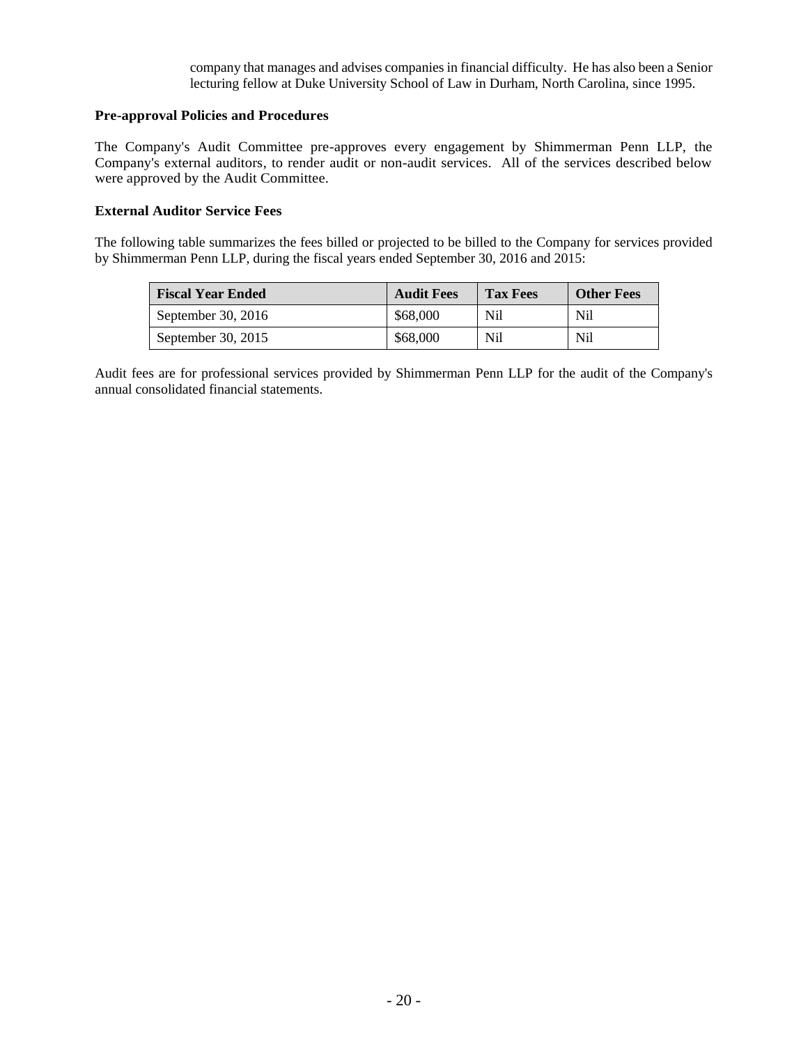company that manages and advises companies in financial difficulty. He has also been a Senior lecturing fellow at Duke University School of Law in Durham, North Carolina, since 1995.

**Pre-approval Policies and Procedures**

The Company's Audit Committee pre-approves every engagement by Shimmerman Penn LLP, the Company's external auditors, to render audit or non-audit services. All of the services described below were approved by the Audit Committee.

**External Auditor Service Fees**

The following table summarizes the fees billed or projected to be billed to the Company for services provided by Shimmerman Penn LLP, during the fiscal years ended September 30, 2016 and 2015:

| Fiscal Year Ended | Audit Fees | Tax Fees | Other Fees |
|---|---|---|---|
| September 30, 2016 | $68,000 | Nil | Nil |
| September 30, 2015 | $68,000 | Nil | Nil |

Audit fees are for professional services provided by Shimmerman Penn LLP for the audit of the Company's annual consolidated financial statements.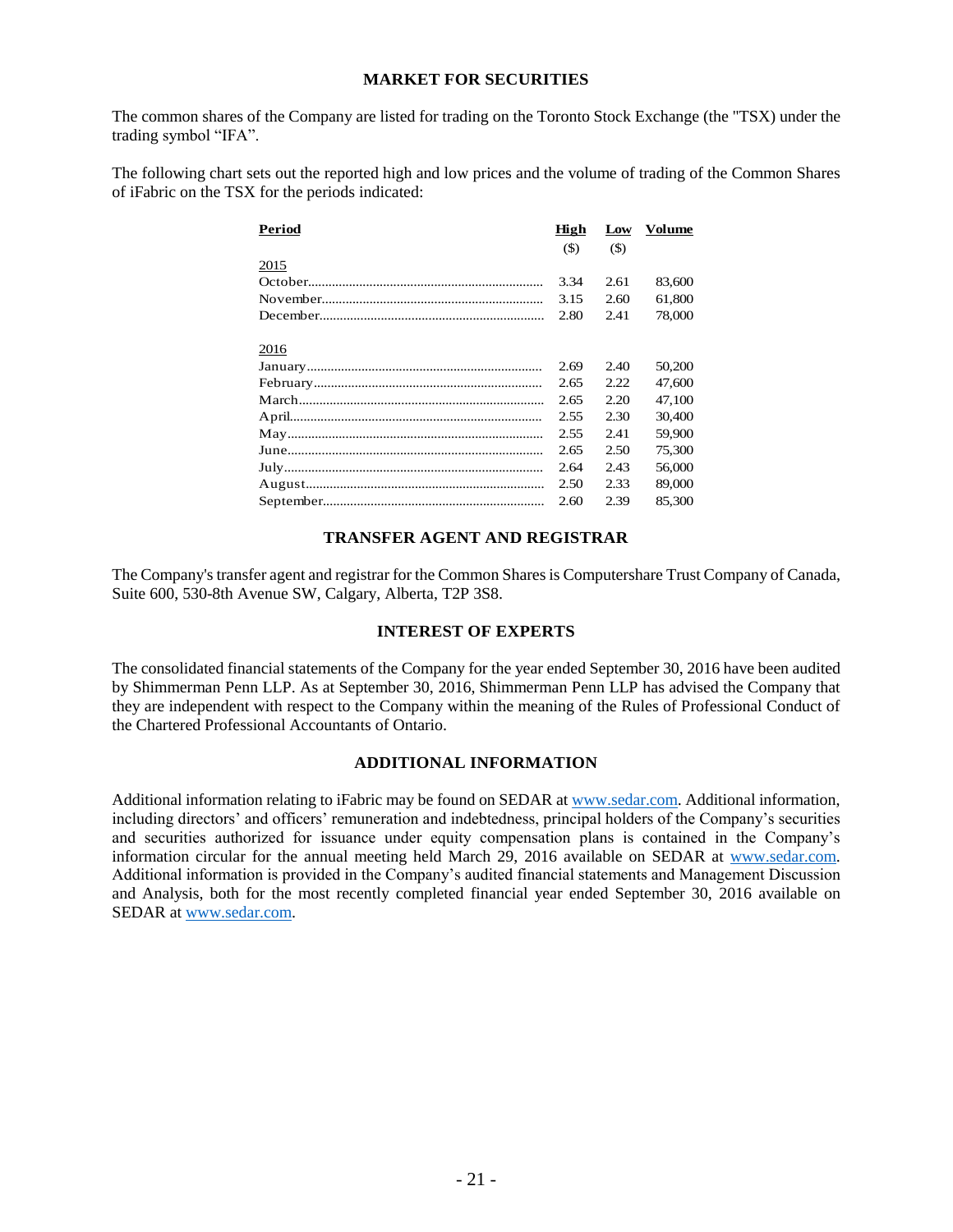## MARKET FOR SECURITIES

The common shares of the Company are listed for trading on the Toronto Stock Exchange (the "TSX) under the trading symbol "IFA".

The following chart sets out the reported high and low prices and the volume of trading of the Common Shares of iFabric on the TSX for the periods indicated:

| Period | High ($) | Low ($) | Volume |
|---|---|---|---|
| 2015 | | | |
| October | 3.34 | 2.61 | 83,600 |
| November | 3.15 | 2.60 | 61,800 |
| December | 2.80 | 2.41 | 78,000 |
| 2016 | | | |
| January | 2.69 | 2.40 | 50,200 |
| February | 2.65 | 2.22 | 47,600 |
| March | 2.65 | 2.20 | 47,100 |
| April | 2.55 | 2.30 | 30,400 |
| May | 2.55 | 2.41 | 59,900 |
| June | 2.65 | 2.50 | 75,300 |
| July | 2.64 | 2.43 | 56,000 |
| August | 2.50 | 2.33 | 89,000 |
| September | 2.60 | 2.39 | 85,300 |

## TRANSFER AGENT AND REGISTRAR

The Company's transfer agent and registrar for the Common Shares is Computershare Trust Company of Canada, Suite 600, 530-8th Avenue SW, Calgary, Alberta, T2P 3S8.

## INTEREST OF EXPERTS

The consolidated financial statements of the Company for the year ended September 30, 2016 have been audited by Shimmerman Penn LLP. As at September 30, 2016, Shimmerman Penn LLP has advised the Company that they are independent with respect to the Company within the meaning of the Rules of Professional Conduct of the Chartered Professional Accountants of Ontario.

## ADDITIONAL INFORMATION

Additional information relating to iFabric may be found on SEDAR at www.sedar.com. Additional information, including directors' and officers' remuneration and indebtedness, principal holders of the Company's securities and securities authorized for issuance under equity compensation plans is contained in the Company's information circular for the annual meeting held March 29, 2016 available on SEDAR at www.sedar.com. Additional information is provided in the Company's audited financial statements and Management Discussion and Analysis, both for the most recently completed financial year ended September 30, 2016 available on SEDAR at www.sedar.com.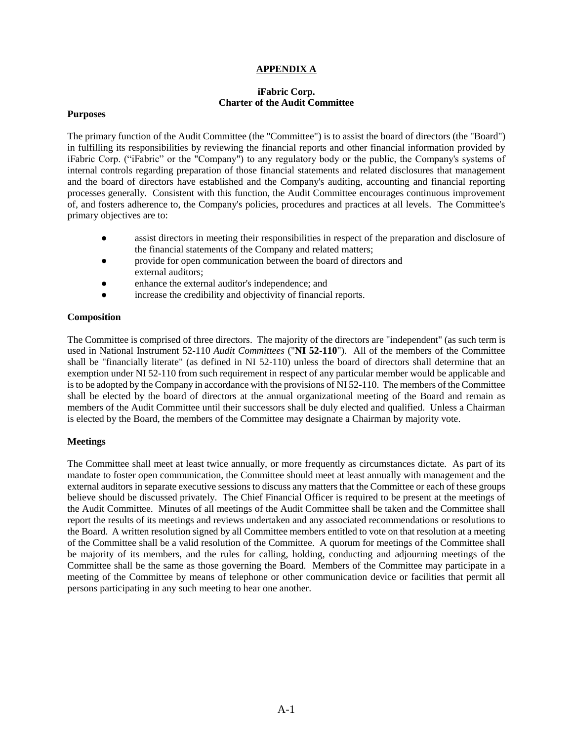**APPENDIX A**

**iFabric Corp.**
**Charter of the Audit Committee**

**Purposes**

The primary function of the Audit Committee (the "Committee") is to assist the board of directors (the "Board") in fulfilling its responsibilities by reviewing the financial reports and other financial information provided by iFabric Corp. ("iFabric" or the "Company") to any regulatory body or the public, the Company's systems of internal controls regarding preparation of those financial statements and related disclosures that management and the board of directors have established and the Company's auditing, accounting and financial reporting processes generally. Consistent with this function, the Audit Committee encourages continuous improvement of, and fosters adherence to, the Company's policies, procedures and practices at all levels. The Committee's primary objectives are to:

- assist directors in meeting their responsibilities in respect of the preparation and disclosure of the financial statements of the Company and related matters;
- provide for open communication between the board of directors and external auditors;
- enhance the external auditor's independence; and
- increase the credibility and objectivity of financial reports.

**Composition**

The Committee is comprised of three directors. The majority of the directors are "independent" (as such term is used in National Instrument 52-110 *Audit Committees* ("**NI 52-110**"). All of the members of the Committee shall be "financially literate" (as defined in NI 52-110) unless the board of directors shall determine that an exemption under NI 52-110 from such requirement in respect of any particular member would be applicable and is to be adopted by the Company in accordance with the provisions of NI 52-110. The members of the Committee shall be elected by the board of directors at the annual organizational meeting of the Board and remain as members of the Audit Committee until their successors shall be duly elected and qualified. Unless a Chairman is elected by the Board, the members of the Committee may designate a Chairman by majority vote.

**Meetings**

The Committee shall meet at least twice annually, or more frequently as circumstances dictate. As part of its mandate to foster open communication, the Committee should meet at least annually with management and the external auditors in separate executive sessions to discuss any matters that the Committee or each of these groups believe should be discussed privately. The Chief Financial Officer is required to be present at the meetings of the Audit Committee. Minutes of all meetings of the Audit Committee shall be taken and the Committee shall report the results of its meetings and reviews undertaken and any associated recommendations or resolutions to the Board. A written resolution signed by all Committee members entitled to vote on that resolution at a meeting of the Committee shall be a valid resolution of the Committee. A quorum for meetings of the Committee shall be majority of its members, and the rules for calling, holding, conducting and adjourning meetings of the Committee shall be the same as those governing the Board. Members of the Committee may participate in a meeting of the Committee by means of telephone or other communication device or facilities that permit all persons participating in any such meeting to hear one another.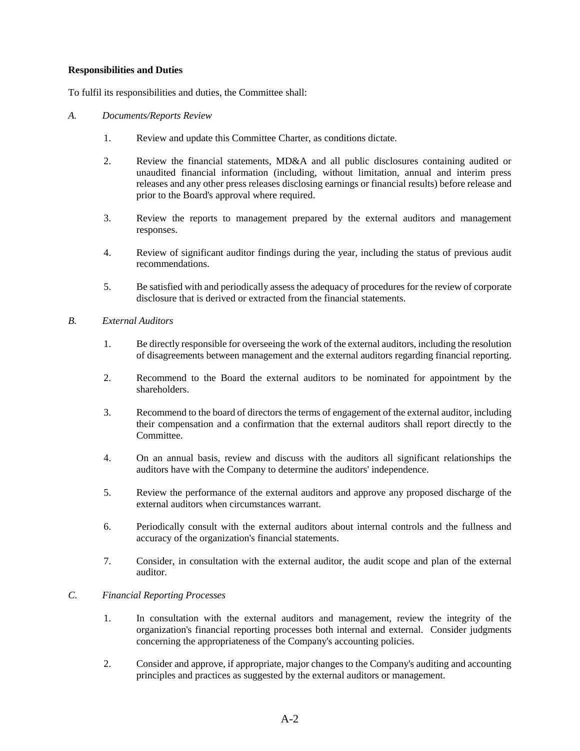**Responsibilities and Duties**

To fulfil its responsibilities and duties, the Committee shall:

*A. Documents/Reports Review*

1. Review and update this Committee Charter, as conditions dictate.

2. Review the financial statements, MD&A and all public disclosures containing audited or unaudited financial information (including, without limitation, annual and interim press releases and any other press releases disclosing earnings or financial results) before release and prior to the Board's approval where required.

3. Review the reports to management prepared by the external auditors and management responses.

4. Review of significant auditor findings during the year, including the status of previous audit recommendations.

5. Be satisfied with and periodically assess the adequacy of procedures for the review of corporate disclosure that is derived or extracted from the financial statements.

*B. External Auditors*

1. Be directly responsible for overseeing the work of the external auditors, including the resolution of disagreements between management and the external auditors regarding financial reporting.

2. Recommend to the Board the external auditors to be nominated for appointment by the shareholders.

3. Recommend to the board of directors the terms of engagement of the external auditor, including their compensation and a confirmation that the external auditors shall report directly to the Committee.

4. On an annual basis, review and discuss with the auditors all significant relationships the auditors have with the Company to determine the auditors' independence.

5. Review the performance of the external auditors and approve any proposed discharge of the external auditors when circumstances warrant.

6. Periodically consult with the external auditors about internal controls and the fullness and accuracy of the organization's financial statements.

7. Consider, in consultation with the external auditor, the audit scope and plan of the external auditor.

*C. Financial Reporting Processes*

1. In consultation with the external auditors and management, review the integrity of the organization's financial reporting processes both internal and external. Consider judgments concerning the appropriateness of the Company's accounting policies.

2. Consider and approve, if appropriate, major changes to the Company's auditing and accounting principles and practices as suggested by the external auditors or management.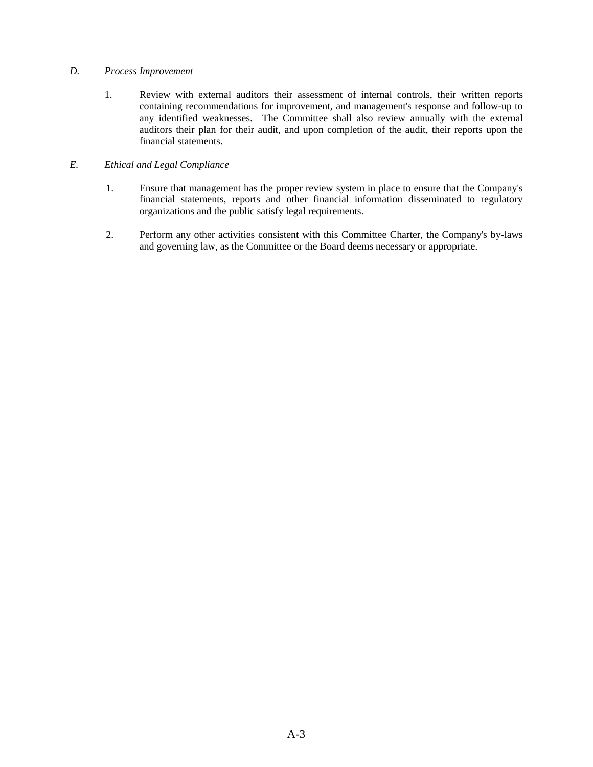*D. Process Improvement*

1. Review with external auditors their assessment of internal controls, their written reports containing recommendations for improvement, and management's response and follow-up to any identified weaknesses. The Committee shall also review annually with the external auditors their plan for their audit, and upon completion of the audit, their reports upon the financial statements.

*E. Ethical and Legal Compliance*

1. Ensure that management has the proper review system in place to ensure that the Company's financial statements, reports and other financial information disseminated to regulatory organizations and the public satisfy legal requirements.

2. Perform any other activities consistent with this Committee Charter, the Company's by-laws and governing law, as the Committee or the Board deems necessary or appropriate.